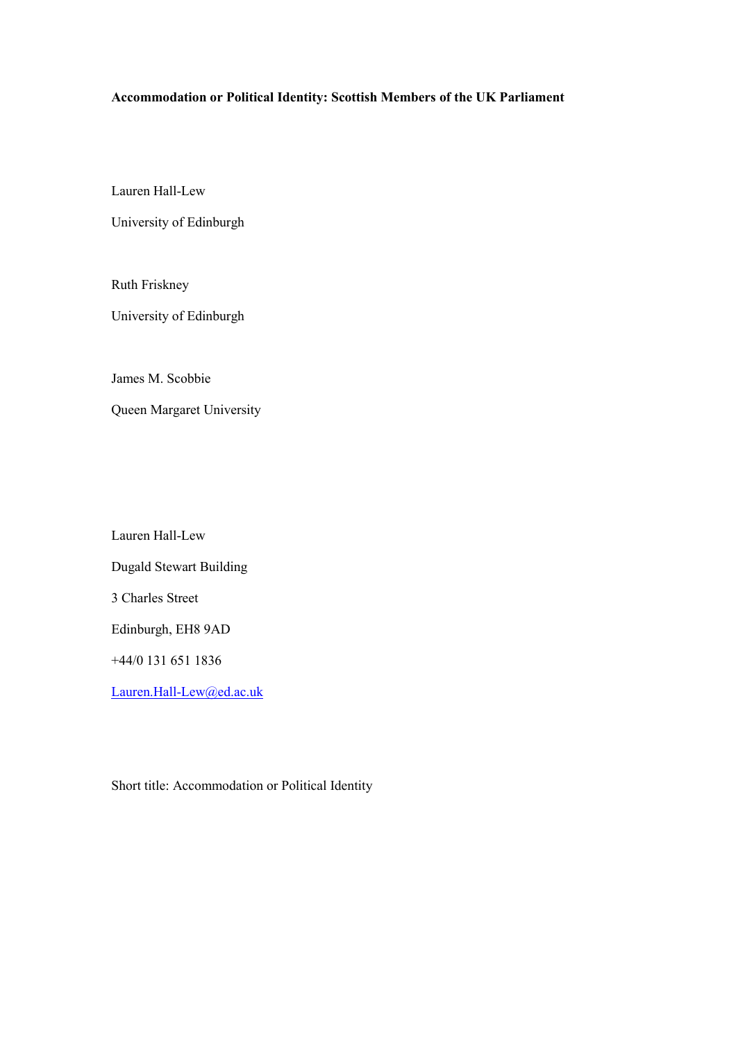**Accommodation or Political Identity: Scottish Members of the UK Parliament**

Lauren Hall-Lew

University of Edinburgh

Ruth Friskney

University of Edinburgh

James M. Scobbie

Queen Margaret University

Lauren Hall-Lew

Dugald Stewart Building

3 Charles Street

Edinburgh, EH8 9AD

+44/0 131 651 1836

Lauren.Hall-Lew@ed.ac.uk

Short title: Accommodation or Political Identity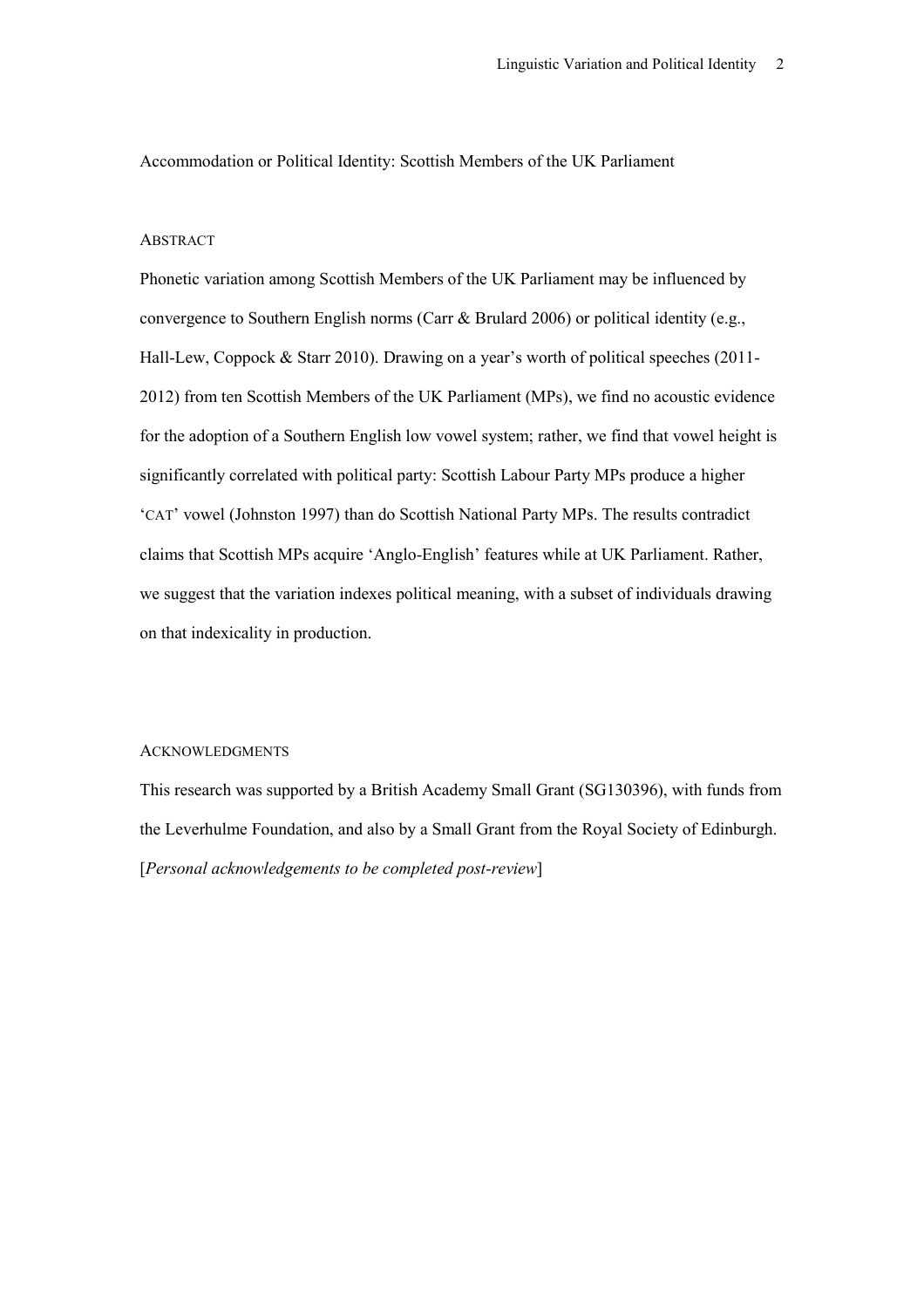Accommodation or Political Identity: Scottish Members of the UK Parliament

## ABSTRACT

Phonetic variation among Scottish Members of the UK Parliament may be influenced by convergence to Southern English norms (Carr & Brulard 2006) or political identity (e.g., Hall-Lew, Coppock & Starr 2010). Drawing on a year's worth of political speeches (2011-2012) from ten Scottish Members of the UK Parliament (MPs), we find no acoustic evidence for the adoption of a Southern English low vowel system; rather, we find that vowel height is significantly correlated with political party: Scottish Labour Party MPs produce a higher 'CAT' vowel (Johnston 1997) than do Scottish National Party MPs. The results contradict claims that Scottish MPs acquire 'Anglo-English' features while at UK Parliament. Rather, we suggest that the variation indexes political meaning, with a subset of individuals drawing on that indexicality in production.

## ACKNOWLEDGMENTS

This research was supported by a British Academy Small Grant (SG130396), with funds from the Leverhulme Foundation, and also by a Small Grant from the Royal Society of Edinburgh. [*Personal acknowledgements to be completed post-review*]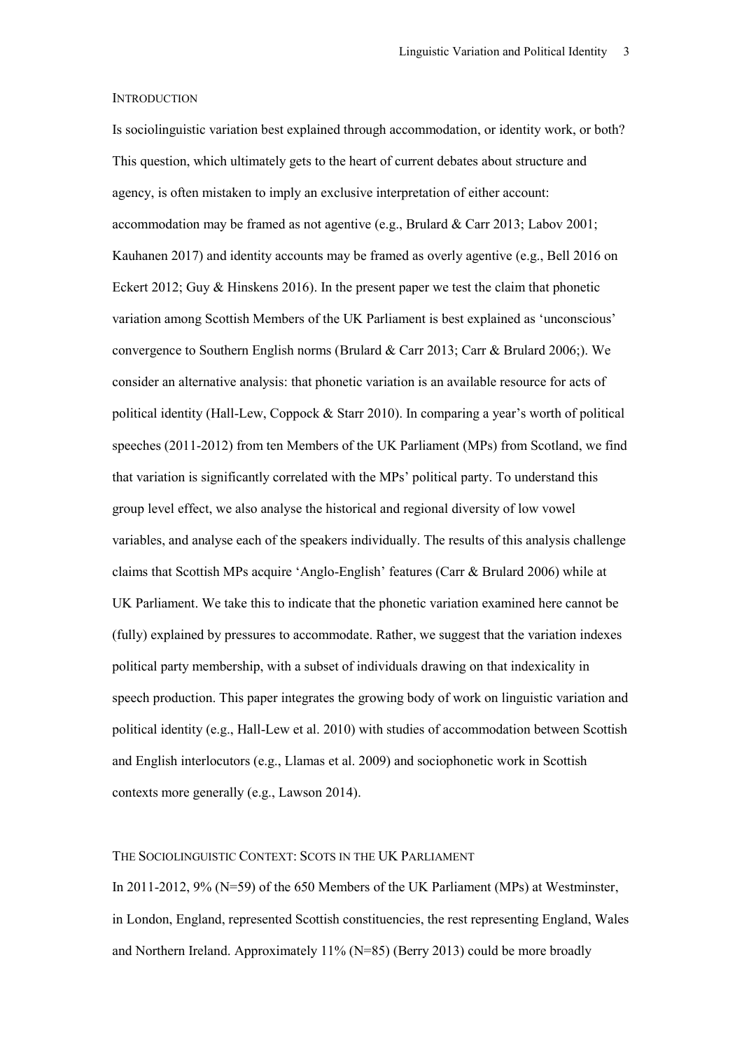## Introduction

Is sociolinguistic variation best explained through accommodation, or identity work, or both? This question, which ultimately gets to the heart of current debates about structure and agency, is often mistaken to imply an exclusive interpretation of either account: accommodation may be framed as not agentive (e.g., Brulard & Carr 2013; Labov 2001; Kauhanen 2017) and identity accounts may be framed as overly agentive (e.g., Bell 2016 on Eckert 2012; Guy & Hinskens 2016). In the present paper we test the claim that phonetic variation among Scottish Members of the UK Parliament is best explained as 'unconscious' convergence to Southern English norms (Brulard & Carr 2013; Carr & Brulard 2006;). We consider an alternative analysis: that phonetic variation is an available resource for acts of political identity (Hall-Lew, Coppock & Starr 2010). In comparing a year's worth of political speeches (2011-2012) from ten Members of the UK Parliament (MPs) from Scotland, we find that variation is significantly correlated with the MPs' political party. To understand this group level effect, we also analyse the historical and regional diversity of low vowel variables, and analyse each of the speakers individually. The results of this analysis challenge claims that Scottish MPs acquire 'Anglo-English' features (Carr & Brulard 2006) while at UK Parliament. We take this to indicate that the phonetic variation examined here cannot be (fully) explained by pressures to accommodate. Rather, we suggest that the variation indexes political party membership, with a subset of individuals drawing on that indexicality in speech production. This paper integrates the growing body of work on linguistic variation and political identity (e.g., Hall-Lew et al. 2010) with studies of accommodation between Scottish and English interlocutors (e.g., Llamas et al. 2009) and sociophonetic work in Scottish contexts more generally (e.g., Lawson 2014).

## The Sociolinguistic Context: Scots in the UK Parliament

In 2011-2012, 9% (N=59) of the 650 Members of the UK Parliament (MPs) at Westminster, in London, England, represented Scottish constituencies, the rest representing England, Wales and Northern Ireland. Approximately 11% (N=85) (Berry 2013) could be more broadly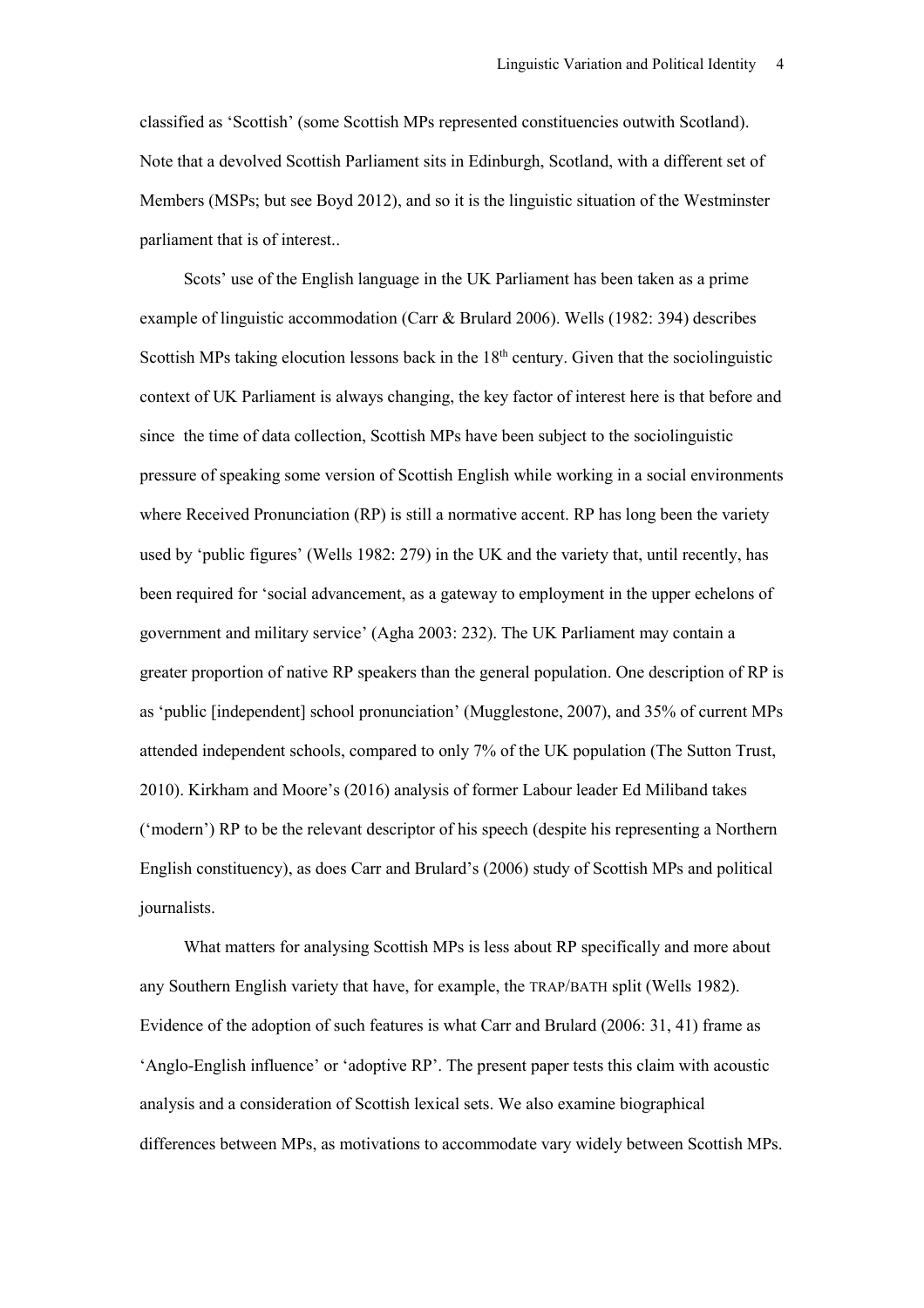classified as 'Scottish' (some Scottish MPs represented constituencies outwith Scotland). Note that a devolved Scottish Parliament sits in Edinburgh, Scotland, with a different set of Members (MSPs; but see Boyd 2012), and so it is the linguistic situation of the Westminster parliament that is of interest..

Scots' use of the English language in the UK Parliament has been taken as a prime example of linguistic accommodation (Carr & Brulard 2006). Wells (1982: 394) describes Scottish MPs taking elocution lessons back in the 18th century. Given that the sociolinguistic context of UK Parliament is always changing, the key factor of interest here is that before and since the time of data collection, Scottish MPs have been subject to the sociolinguistic pressure of speaking some version of Scottish English while working in a social environments where Received Pronunciation (RP) is still a normative accent. RP has long been the variety used by 'public figures' (Wells 1982: 279) in the UK and the variety that, until recently, has been required for 'social advancement, as a gateway to employment in the upper echelons of government and military service' (Agha 2003: 232). The UK Parliament may contain a greater proportion of native RP speakers than the general population. One description of RP is as 'public [independent] school pronunciation' (Mugglestone, 2007), and 35% of current MPs attended independent schools, compared to only 7% of the UK population (The Sutton Trust, 2010). Kirkham and Moore's (2016) analysis of former Labour leader Ed Miliband takes ('modern') RP to be the relevant descriptor of his speech (despite his representing a Northern English constituency), as does Carr and Brulard's (2006) study of Scottish MPs and political journalists.

What matters for analysing Scottish MPs is less about RP specifically and more about any Southern English variety that have, for example, the TRAP/BATH split (Wells 1982). Evidence of the adoption of such features is what Carr and Brulard (2006: 31, 41) frame as 'Anglo-English influence' or 'adoptive RP'. The present paper tests this claim with acoustic analysis and a consideration of Scottish lexical sets. We also examine biographical differences between MPs, as motivations to accommodate vary widely between Scottish MPs.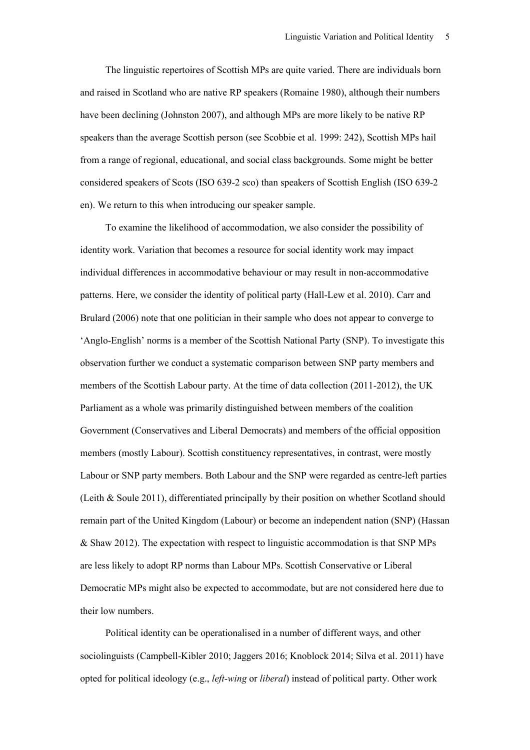The linguistic repertoires of Scottish MPs are quite varied. There are individuals born and raised in Scotland who are native RP speakers (Romaine 1980), although their numbers have been declining (Johnston 2007), and although MPs are more likely to be native RP speakers than the average Scottish person (see Scobbie et al. 1999: 242), Scottish MPs hail from a range of regional, educational, and social class backgrounds. Some might be better considered speakers of Scots (ISO 639-2 sco) than speakers of Scottish English (ISO 639-2 en). We return to this when introducing our speaker sample.

To examine the likelihood of accommodation, we also consider the possibility of identity work. Variation that becomes a resource for social identity work may impact individual differences in accommodative behaviour or may result in non-accommodative patterns. Here, we consider the identity of political party (Hall-Lew et al. 2010). Carr and Brulard (2006) note that one politician in their sample who does not appear to converge to 'Anglo-English' norms is a member of the Scottish National Party (SNP). To investigate this observation further we conduct a systematic comparison between SNP party members and members of the Scottish Labour party. At the time of data collection (2011-2012), the UK Parliament as a whole was primarily distinguished between members of the coalition Government (Conservatives and Liberal Democrats) and members of the official opposition members (mostly Labour). Scottish constituency representatives, in contrast, were mostly Labour or SNP party members. Both Labour and the SNP were regarded as centre-left parties (Leith & Soule 2011), differentiated principally by their position on whether Scotland should remain part of the United Kingdom (Labour) or become an independent nation (SNP) (Hassan & Shaw 2012). The expectation with respect to linguistic accommodation is that SNP MPs are less likely to adopt RP norms than Labour MPs. Scottish Conservative or Liberal Democratic MPs might also be expected to accommodate, but are not considered here due to their low numbers.

Political identity can be operationalised in a number of different ways, and other sociolinguists (Campbell-Kibler 2010; Jaggers 2016; Knoblock 2014; Silva et al. 2011) have opted for political ideology (e.g., *left-wing* or *liberal*) instead of political party. Other work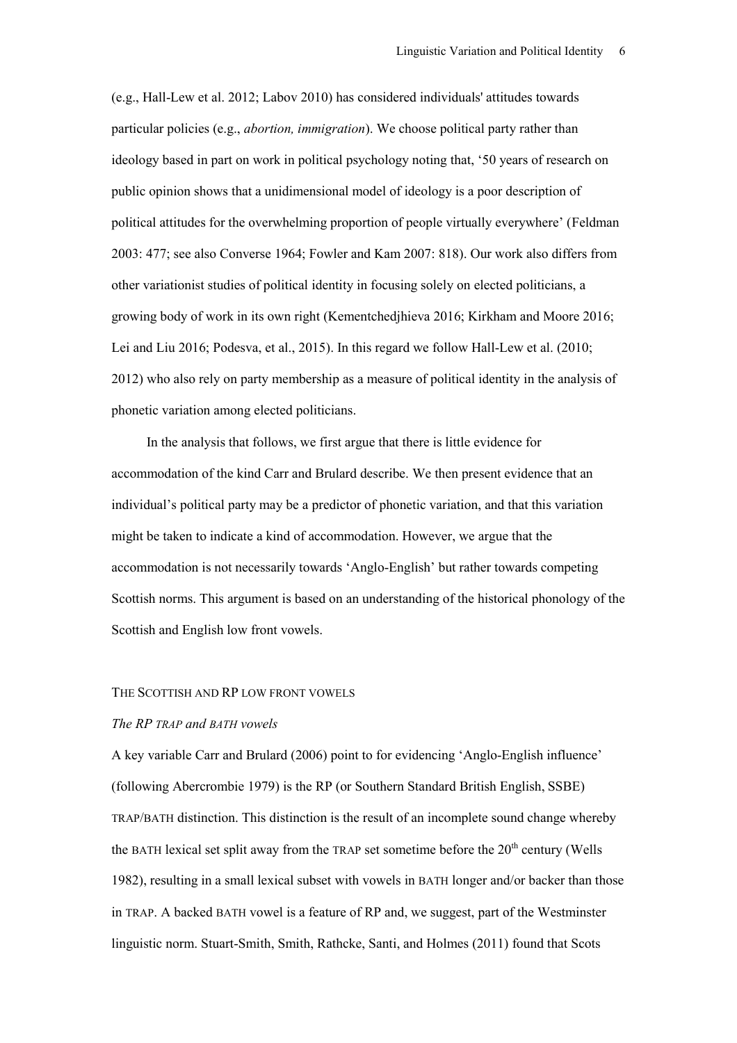(e.g., Hall-Lew et al. 2012; Labov 2010) has considered individuals' attitudes towards particular policies (e.g., *abortion, immigration*). We choose political party rather than ideology based in part on work in political psychology noting that, '50 years of research on public opinion shows that a unidimensional model of ideology is a poor description of political attitudes for the overwhelming proportion of people virtually everywhere' (Feldman 2003: 477; see also Converse 1964; Fowler and Kam 2007: 818). Our work also differs from other variationist studies of political identity in focusing solely on elected politicians, a growing body of work in its own right (Kementchedjhieva 2016; Kirkham and Moore 2016; Lei and Liu 2016; Podesva, et al., 2015). In this regard we follow Hall-Lew et al. (2010; 2012) who also rely on party membership as a measure of political identity in the analysis of phonetic variation among elected politicians.

In the analysis that follows, we first argue that there is little evidence for accommodation of the kind Carr and Brulard describe. We then present evidence that an individual's political party may be a predictor of phonetic variation, and that this variation might be taken to indicate a kind of accommodation. However, we argue that the accommodation is not necessarily towards 'Anglo-English' but rather towards competing Scottish norms. This argument is based on an understanding of the historical phonology of the Scottish and English low front vowels.

## THE SCOTTISH AND RP LOW FRONT VOWELS

### *The RP TRAP and BATH vowels*

A key variable Carr and Brulard (2006) point to for evidencing 'Anglo-English influence' (following Abercrombie 1979) is the RP (or Southern Standard British English, SSBE) TRAP/BATH distinction. This distinction is the result of an incomplete sound change whereby the BATH lexical set split away from the TRAP set sometime before the 20th century (Wells 1982), resulting in a small lexical subset with vowels in BATH longer and/or backer than those in TRAP. A backed BATH vowel is a feature of RP and, we suggest, part of the Westminster linguistic norm. Stuart-Smith, Smith, Rathcke, Santi, and Holmes (2011) found that Scots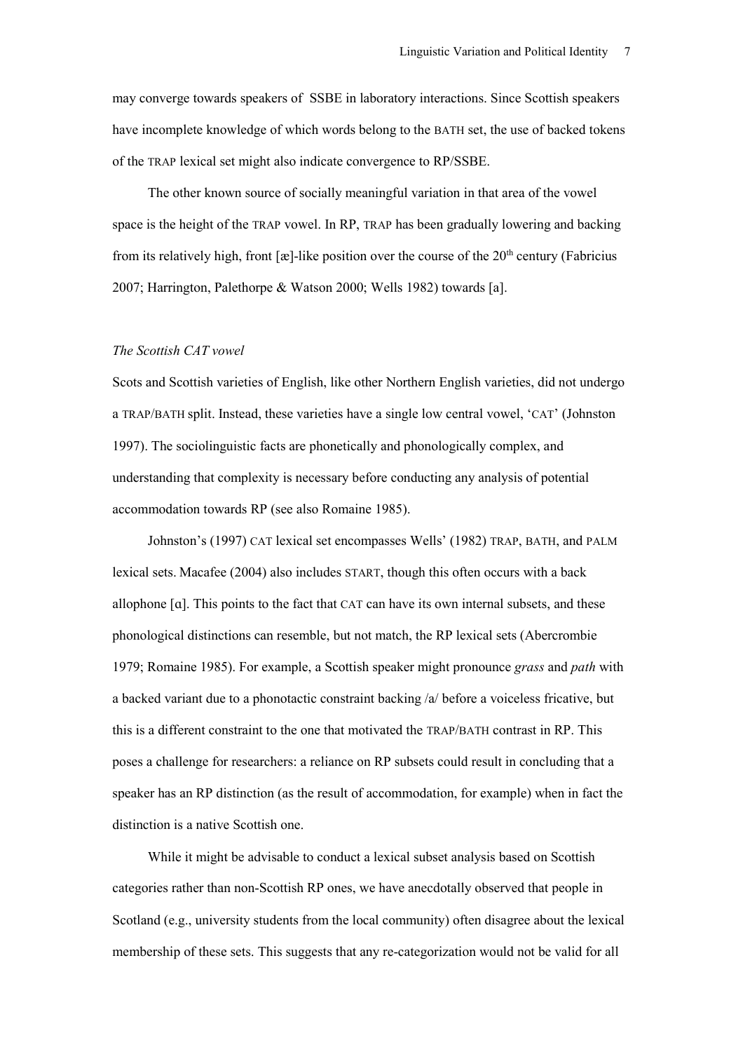may converge towards speakers of SSBE in laboratory interactions. Since Scottish speakers have incomplete knowledge of which words belong to the BATH set, the use of backed tokens of the TRAP lexical set might also indicate convergence to RP/SSBE.

The other known source of socially meaningful variation in that area of the vowel space is the height of the TRAP vowel. In RP, TRAP has been gradually lowering and backing from its relatively high, front [æ]-like position over the course of the 20th century (Fabricius 2007; Harrington, Palethorpe & Watson 2000; Wells 1982) towards [a].

*The Scottish CAT vowel*

Scots and Scottish varieties of English, like other Northern English varieties, did not undergo a TRAP/BATH split. Instead, these varieties have a single low central vowel, 'CAT' (Johnston 1997). The sociolinguistic facts are phonetically and phonologically complex, and understanding that complexity is necessary before conducting any analysis of potential accommodation towards RP (see also Romaine 1985).

Johnston's (1997) CAT lexical set encompasses Wells' (1982) TRAP, BATH, and PALM lexical sets. Macafee (2004) also includes START, though this often occurs with a back allophone [ɑ]. This points to the fact that CAT can have its own internal subsets, and these phonological distinctions can resemble, but not match, the RP lexical sets (Abercrombie 1979; Romaine 1985). For example, a Scottish speaker might pronounce *grass* and *path* with a backed variant due to a phonotactic constraint backing /a/ before a voiceless fricative, but this is a different constraint to the one that motivated the TRAP/BATH contrast in RP. This poses a challenge for researchers: a reliance on RP subsets could result in concluding that a speaker has an RP distinction (as the result of accommodation, for example) when in fact the distinction is a native Scottish one.

While it might be advisable to conduct a lexical subset analysis based on Scottish categories rather than non-Scottish RP ones, we have anecdotally observed that people in Scotland (e.g., university students from the local community) often disagree about the lexical membership of these sets. This suggests that any re-categorization would not be valid for all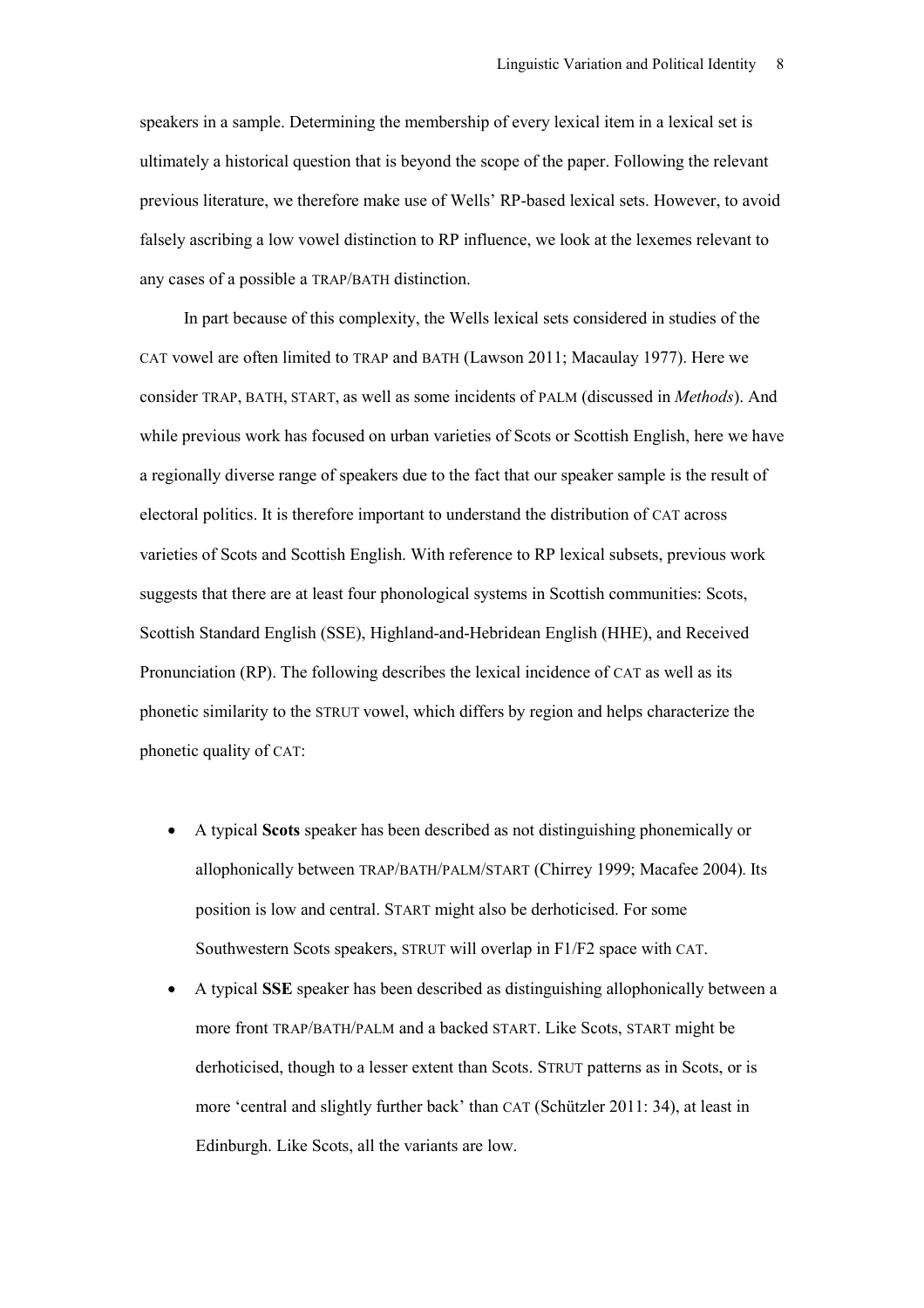speakers in a sample. Determining the membership of every lexical item in a lexical set is ultimately a historical question that is beyond the scope of the paper. Following the relevant previous literature, we therefore make use of Wells' RP-based lexical sets. However, to avoid falsely ascribing a low vowel distinction to RP influence, we look at the lexemes relevant to any cases of a possible a TRAP/BATH distinction.

In part because of this complexity, the Wells lexical sets considered in studies of the CAT vowel are often limited to TRAP and BATH (Lawson 2011; Macaulay 1977). Here we consider TRAP, BATH, START, as well as some incidents of PALM (discussed in *Methods*). And while previous work has focused on urban varieties of Scots or Scottish English, here we have a regionally diverse range of speakers due to the fact that our speaker sample is the result of electoral politics. It is therefore important to understand the distribution of CAT across varieties of Scots and Scottish English. With reference to RP lexical subsets, previous work suggests that there are at least four phonological systems in Scottish communities: Scots, Scottish Standard English (SSE), Highland-and-Hebridean English (HHE), and Received Pronunciation (RP). The following describes the lexical incidence of CAT as well as its phonetic similarity to the STRUT vowel, which differs by region and helps characterize the phonetic quality of CAT:

- A typical **Scots** speaker has been described as not distinguishing phonemically or allophonically between TRAP/BATH/PALM/START (Chirrey 1999; Macafee 2004). Its position is low and central. START might also be derhoticised. For some Southwestern Scots speakers, STRUT will overlap in F1/F2 space with CAT.
- A typical **SSE** speaker has been described as distinguishing allophonically between a more front TRAP/BATH/PALM and a backed START. Like Scots, START might be derhoticised, though to a lesser extent than Scots. STRUT patterns as in Scots, or is more 'central and slightly further back' than CAT (Schützler 2011: 34), at least in Edinburgh. Like Scots, all the variants are low.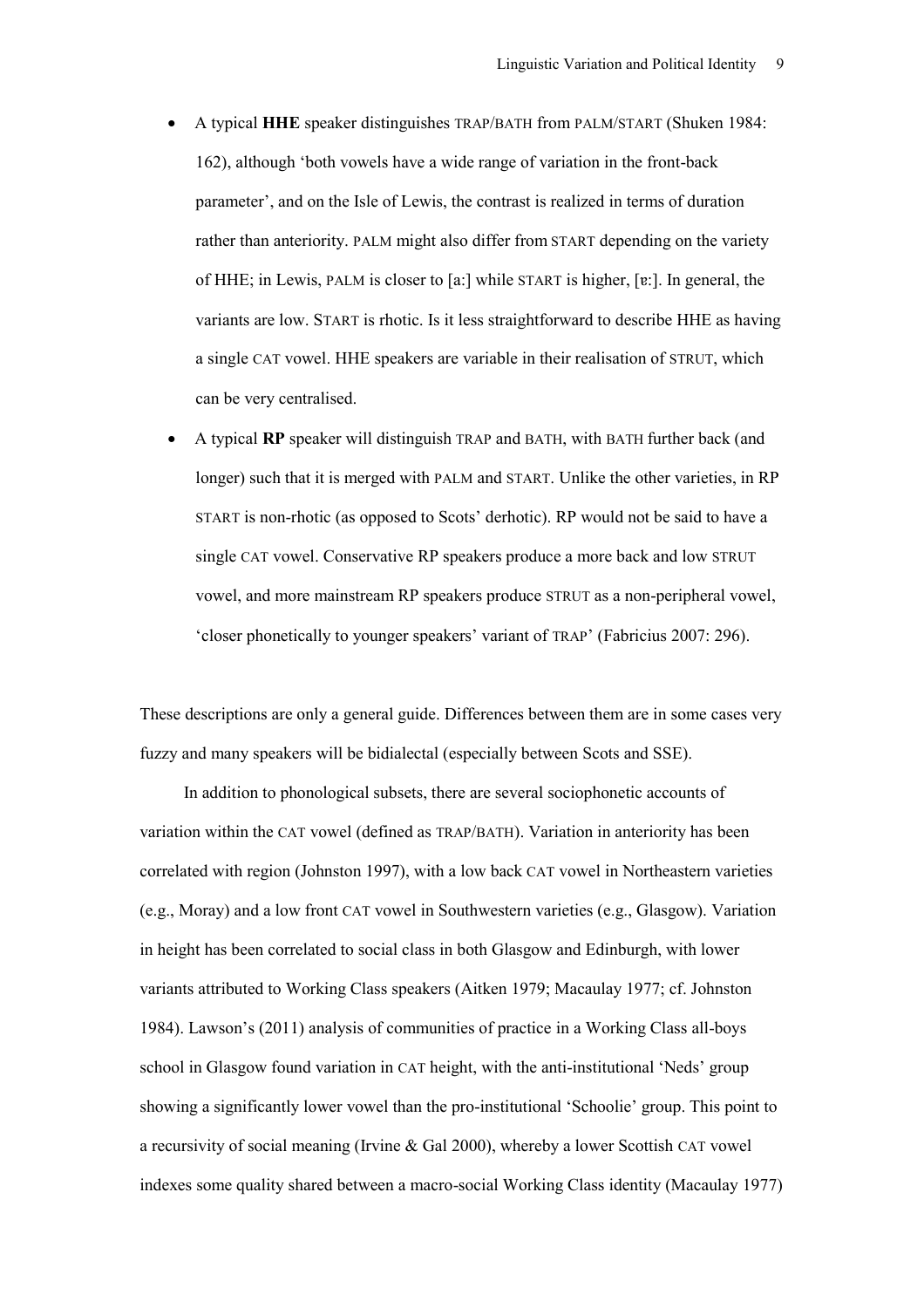- A typical **HHE** speaker distinguishes TRAP/BATH from PALM/START (Shuken 1984: 162), although 'both vowels have a wide range of variation in the front-back parameter', and on the Isle of Lewis, the contrast is realized in terms of duration rather than anteriority. PALM might also differ from START depending on the variety of HHE; in Lewis, PALM is closer to [aː] while START is higher, [ɐː]. In general, the variants are low. START is rhotic. Is it less straightforward to describe HHE as having a single CAT vowel. HHE speakers are variable in their realisation of STRUT, which can be very centralised.
- A typical **RP** speaker will distinguish TRAP and BATH, with BATH further back (and longer) such that it is merged with PALM and START. Unlike the other varieties, in RP START is non-rhotic (as opposed to Scots' derhotic). RP would not be said to have a single CAT vowel. Conservative RP speakers produce a more back and low STRUT vowel, and more mainstream RP speakers produce STRUT as a non-peripheral vowel, 'closer phonetically to younger speakers' variant of TRAP' (Fabricius 2007: 296).

These descriptions are only a general guide. Differences between them are in some cases very fuzzy and many speakers will be bidialectal (especially between Scots and SSE).

In addition to phonological subsets, there are several sociophonetic accounts of variation within the CAT vowel (defined as TRAP/BATH). Variation in anteriority has been correlated with region (Johnston 1997), with a low back CAT vowel in Northeastern varieties (e.g., Moray) and a low front CAT vowel in Southwestern varieties (e.g., Glasgow). Variation in height has been correlated to social class in both Glasgow and Edinburgh, with lower variants attributed to Working Class speakers (Aitken 1979; Macaulay 1977; cf. Johnston 1984). Lawson's (2011) analysis of communities of practice in a Working Class all-boys school in Glasgow found variation in CAT height, with the anti-institutional 'Neds' group showing a significantly lower vowel than the pro-institutional 'Schoolie' group. This point to a recursivity of social meaning (Irvine & Gal 2000), whereby a lower Scottish CAT vowel indexes some quality shared between a macro-social Working Class identity (Macaulay 1977)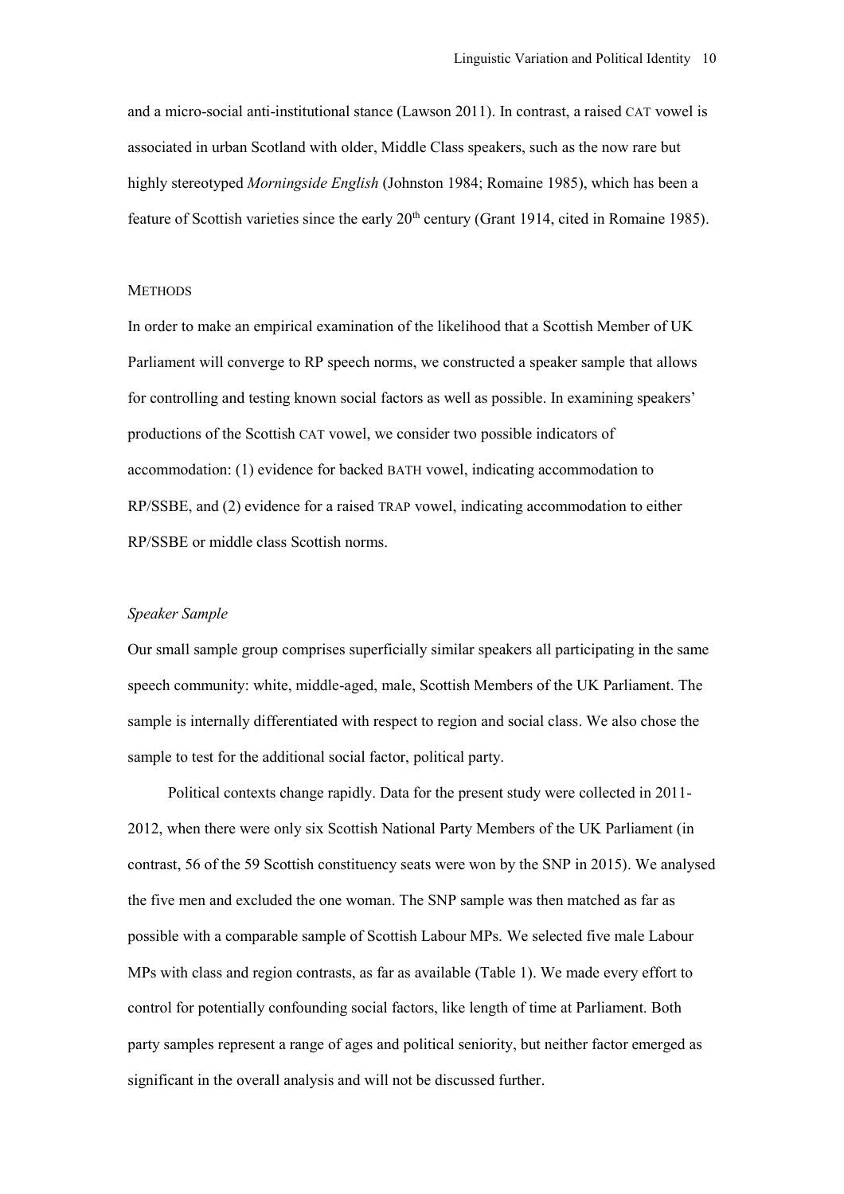and a micro-social anti-institutional stance (Lawson 2011). In contrast, a raised CAT vowel is associated in urban Scotland with older, Middle Class speakers, such as the now rare but highly stereotyped *Morningside English* (Johnston 1984; Romaine 1985), which has been a feature of Scottish varieties since the early 20th century (Grant 1914, cited in Romaine 1985).

## METHODS

In order to make an empirical examination of the likelihood that a Scottish Member of UK Parliament will converge to RP speech norms, we constructed a speaker sample that allows for controlling and testing known social factors as well as possible. In examining speakers' productions of the Scottish CAT vowel, we consider two possible indicators of accommodation: (1) evidence for backed BATH vowel, indicating accommodation to RP/SSBE, and (2) evidence for a raised TRAP vowel, indicating accommodation to either RP/SSBE or middle class Scottish norms.

### *Speaker Sample*

Our small sample group comprises superficially similar speakers all participating in the same speech community: white, middle-aged, male, Scottish Members of the UK Parliament. The sample is internally differentiated with respect to region and social class. We also chose the sample to test for the additional social factor, political party.

Political contexts change rapidly. Data for the present study were collected in 2011-2012, when there were only six Scottish National Party Members of the UK Parliament (in contrast, 56 of the 59 Scottish constituency seats were won by the SNP in 2015). We analysed the five men and excluded the one woman. The SNP sample was then matched as far as possible with a comparable sample of Scottish Labour MPs. We selected five male Labour MPs with class and region contrasts, as far as available (Table 1). We made every effort to control for potentially confounding social factors, like length of time at Parliament. Both party samples represent a range of ages and political seniority, but neither factor emerged as significant in the overall analysis and will not be discussed further.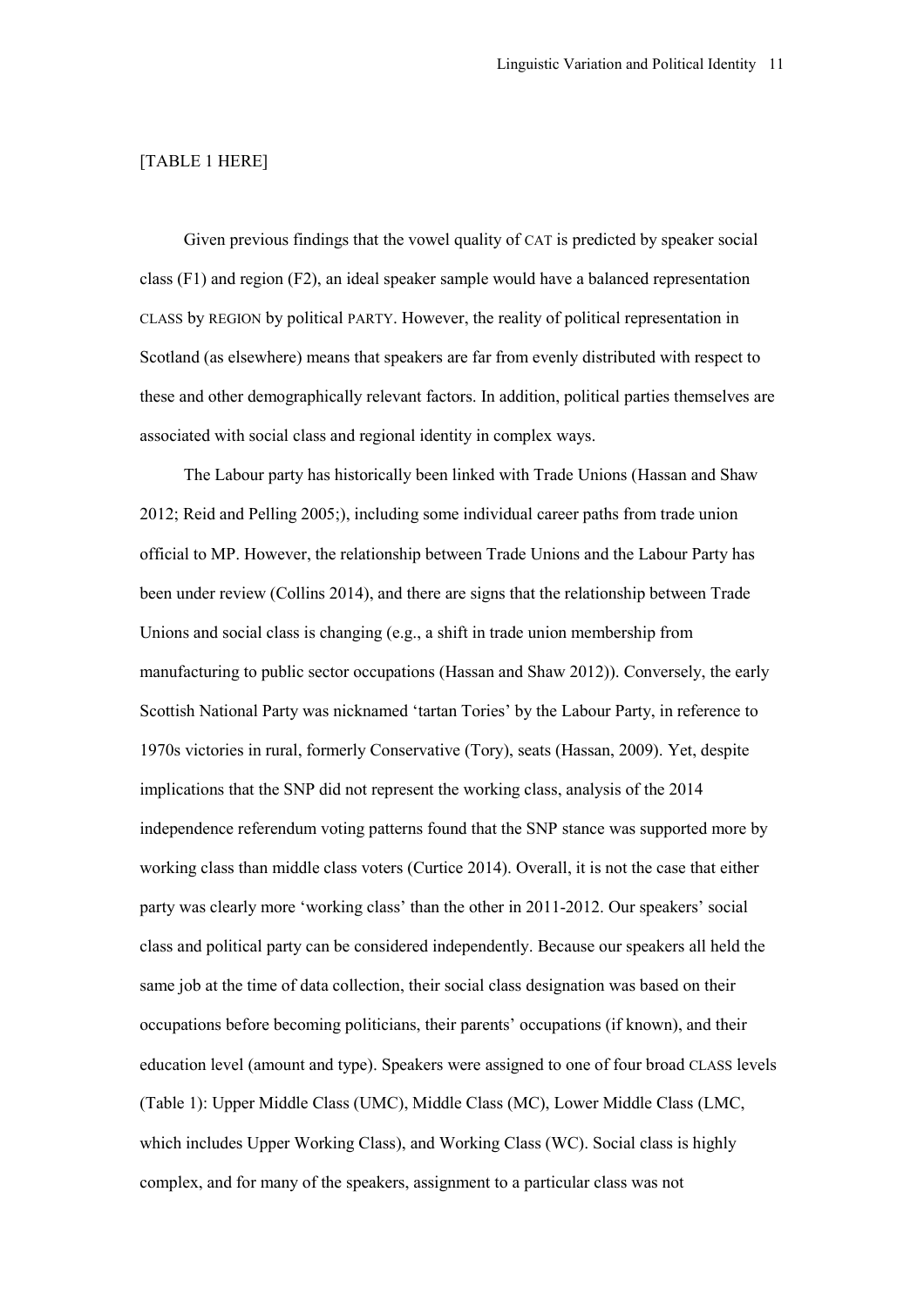[TABLE 1 HERE]

Given previous findings that the vowel quality of CAT is predicted by speaker social class (F1) and region (F2), an ideal speaker sample would have a balanced representation CLASS by REGION by political PARTY. However, the reality of political representation in Scotland (as elsewhere) means that speakers are far from evenly distributed with respect to these and other demographically relevant factors. In addition, political parties themselves are associated with social class and regional identity in complex ways.

The Labour party has historically been linked with Trade Unions (Hassan and Shaw 2012; Reid and Pelling 2005;), including some individual career paths from trade union official to MP. However, the relationship between Trade Unions and the Labour Party has been under review (Collins 2014), and there are signs that the relationship between Trade Unions and social class is changing (e.g., a shift in trade union membership from manufacturing to public sector occupations (Hassan and Shaw 2012)). Conversely, the early Scottish National Party was nicknamed 'tartan Tories' by the Labour Party, in reference to 1970s victories in rural, formerly Conservative (Tory), seats (Hassan, 2009). Yet, despite implications that the SNP did not represent the working class, analysis of the 2014 independence referendum voting patterns found that the SNP stance was supported more by working class than middle class voters (Curtice 2014). Overall, it is not the case that either party was clearly more 'working class' than the other in 2011-2012. Our speakers' social class and political party can be considered independently. Because our speakers all held the same job at the time of data collection, their social class designation was based on their occupations before becoming politicians, their parents' occupations (if known), and their education level (amount and type). Speakers were assigned to one of four broad CLASS levels (Table 1): Upper Middle Class (UMC), Middle Class (MC), Lower Middle Class (LMC, which includes Upper Working Class), and Working Class (WC). Social class is highly complex, and for many of the speakers, assignment to a particular class was not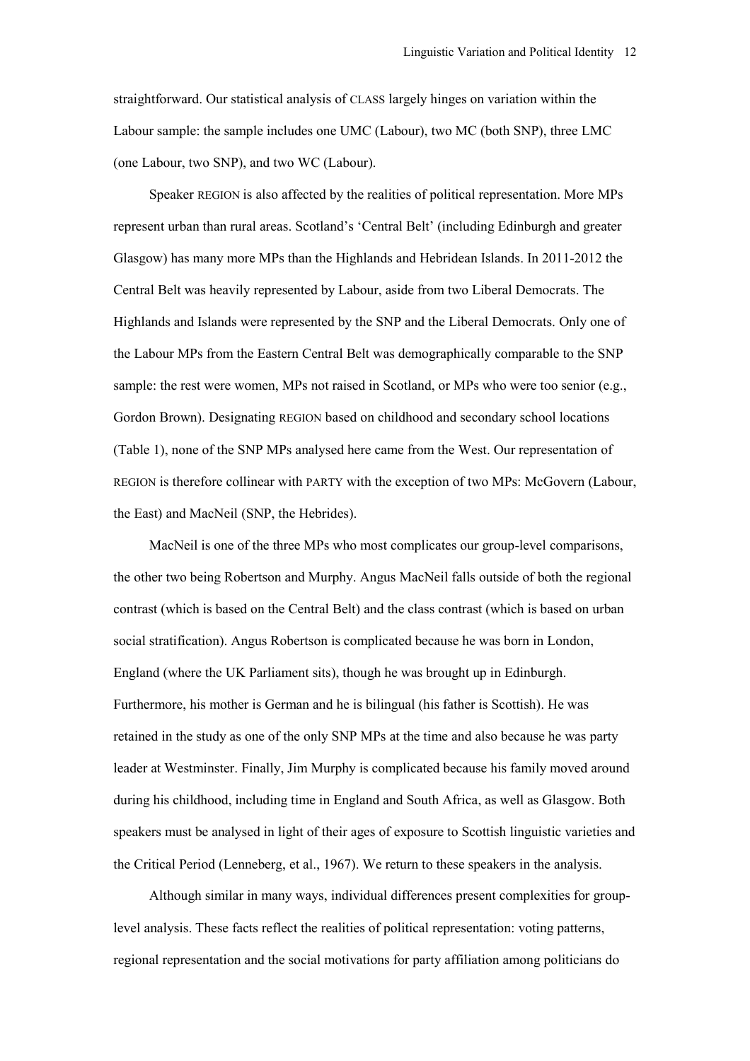straightforward. Our statistical analysis of CLASS largely hinges on variation within the Labour sample: the sample includes one UMC (Labour), two MC (both SNP), three LMC (one Labour, two SNP), and two WC (Labour).

Speaker REGION is also affected by the realities of political representation. More MPs represent urban than rural areas. Scotland's 'Central Belt' (including Edinburgh and greater Glasgow) has many more MPs than the Highlands and Hebridean Islands. In 2011-2012 the Central Belt was heavily represented by Labour, aside from two Liberal Democrats. The Highlands and Islands were represented by the SNP and the Liberal Democrats. Only one of the Labour MPs from the Eastern Central Belt was demographically comparable to the SNP sample: the rest were women, MPs not raised in Scotland, or MPs who were too senior (e.g., Gordon Brown). Designating REGION based on childhood and secondary school locations (Table 1), none of the SNP MPs analysed here came from the West. Our representation of REGION is therefore collinear with PARTY with the exception of two MPs: McGovern (Labour, the East) and MacNeil (SNP, the Hebrides).

MacNeil is one of the three MPs who most complicates our group-level comparisons, the other two being Robertson and Murphy. Angus MacNeil falls outside of both the regional contrast (which is based on the Central Belt) and the class contrast (which is based on urban social stratification). Angus Robertson is complicated because he was born in London, England (where the UK Parliament sits), though he was brought up in Edinburgh. Furthermore, his mother is German and he is bilingual (his father is Scottish). He was retained in the study as one of the only SNP MPs at the time and also because he was party leader at Westminster. Finally, Jim Murphy is complicated because his family moved around during his childhood, including time in England and South Africa, as well as Glasgow. Both speakers must be analysed in light of their ages of exposure to Scottish linguistic varieties and the Critical Period (Lenneberg, et al., 1967). We return to these speakers in the analysis.

Although similar in many ways, individual differences present complexities for group-level analysis. These facts reflect the realities of political representation: voting patterns, regional representation and the social motivations for party affiliation among politicians do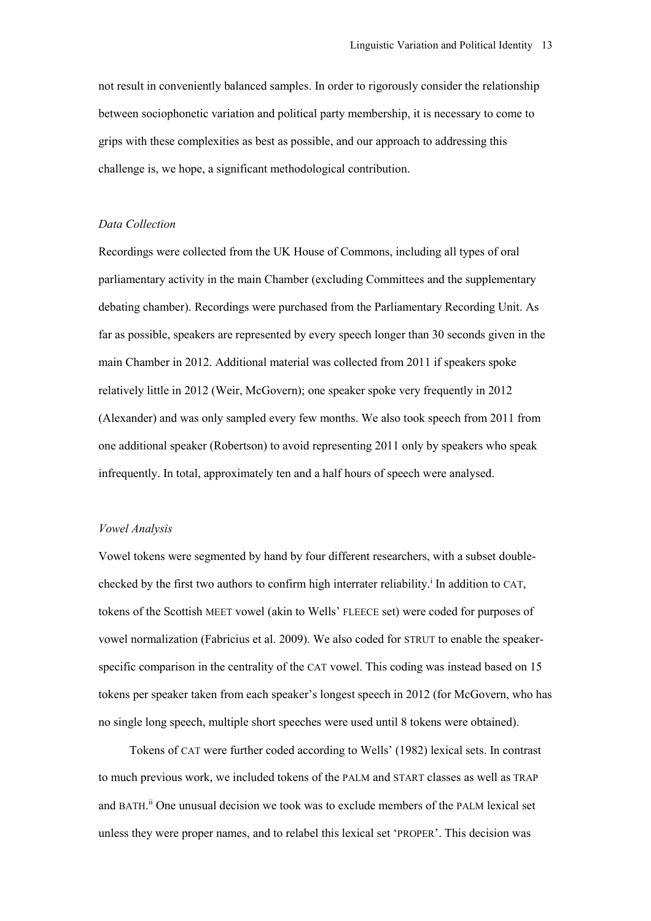not result in conveniently balanced samples. In order to rigorously consider the relationship between sociophonetic variation and political party membership, it is necessary to come to grips with these complexities as best as possible, and our approach to addressing this challenge is, we hope, a significant methodological contribution.

### *Data Collection*

Recordings were collected from the UK House of Commons, including all types of oral parliamentary activity in the main Chamber (excluding Committees and the supplementary debating chamber). Recordings were purchased from the Parliamentary Recording Unit. As far as possible, speakers are represented by every speech longer than 30 seconds given in the main Chamber in 2012. Additional material was collected from 2011 if speakers spoke relatively little in 2012 (Weir, McGovern); one speaker spoke very frequently in 2012 (Alexander) and was only sampled every few months. We also took speech from 2011 from one additional speaker (Robertson) to avoid representing 2011 only by speakers who speak infrequently. In total, approximately ten and a half hours of speech were analysed.

### *Vowel Analysis*

Vowel tokens were segmented by hand by four different researchers, with a subset double-checked by the first two authors to confirm high interrater reliability.[i] In addition to CAT, tokens of the Scottish MEET vowel (akin to Wells' FLEECE set) were coded for purposes of vowel normalization (Fabricius et al. 2009). We also coded for STRUT to enable the speaker-specific comparison in the centrality of the CAT vowel. This coding was instead based on 15 tokens per speaker taken from each speaker's longest speech in 2012 (for McGovern, who has no single long speech, multiple short speeches were used until 8 tokens were obtained).

Tokens of CAT were further coded according to Wells' (1982) lexical sets. In contrast to much previous work, we included tokens of the PALM and START classes as well as TRAP and BATH.[ii] One unusual decision we took was to exclude members of the PALM lexical set unless they were proper names, and to relabel this lexical set 'PROPER'. This decision was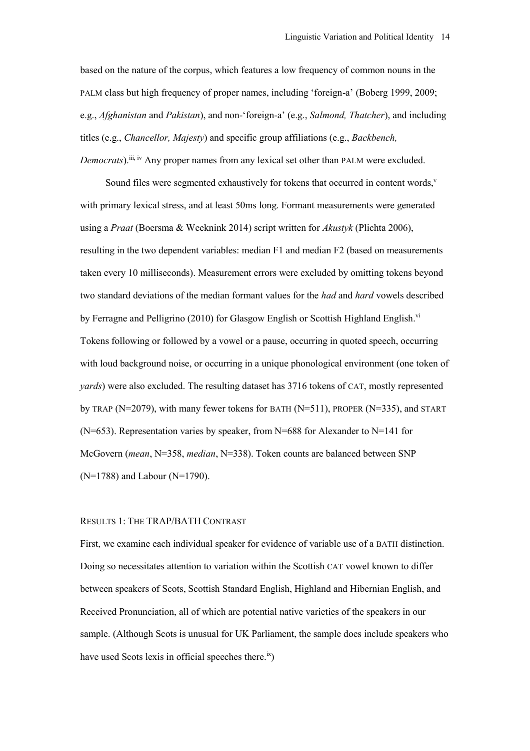based on the nature of the corpus, which features a low frequency of common nouns in the PALM class but high frequency of proper names, including 'foreign-a' (Boberg 1999, 2009; e.g., *Afghanistan* and *Pakistan*), and non-'foreign-a' (e.g., *Salmond, Thatcher*), and including titles (e.g., *Chancellor, Majesty*) and specific group affiliations (e.g., *Backbench, Democrats*).[iii, iv] Any proper names from any lexical set other than PALM were excluded.

Sound files were segmented exhaustively for tokens that occurred in content words,[v] with primary lexical stress, and at least 50ms long. Formant measurements were generated using a *Praat* (Boersma & Weeknink 2014) script written for *Akustyk* (Plichta 2006), resulting in the two dependent variables: median F1 and median F2 (based on measurements taken every 10 milliseconds). Measurement errors were excluded by omitting tokens beyond two standard deviations of the median formant values for the *had* and *hard* vowels described by Ferragne and Pelligrino (2010) for Glasgow English or Scottish Highland English.[vi] Tokens following or followed by a vowel or a pause, occurring in quoted speech, occurring with loud background noise, or occurring in a unique phonological environment (one token of *yards*) were also excluded. The resulting dataset has 3716 tokens of CAT, mostly represented by TRAP (N=2079), with many fewer tokens for BATH (N=511), PROPER (N=335), and START (N=653). Representation varies by speaker, from N=688 for Alexander to N=141 for McGovern (*mean*, N=358, *median*, N=338). Token counts are balanced between SNP (N=1788) and Labour (N=1790).

## RESULTS 1: THE TRAP/BATH CONTRAST

First, we examine each individual speaker for evidence of variable use of a BATH distinction. Doing so necessitates attention to variation within the Scottish CAT vowel known to differ between speakers of Scots, Scottish Standard English, Highland and Hibernian English, and Received Pronunciation, all of which are potential native varieties of the speakers in our sample. (Although Scots is unusual for UK Parliament, the sample does include speakers who have used Scots lexis in official speeches there.[ix])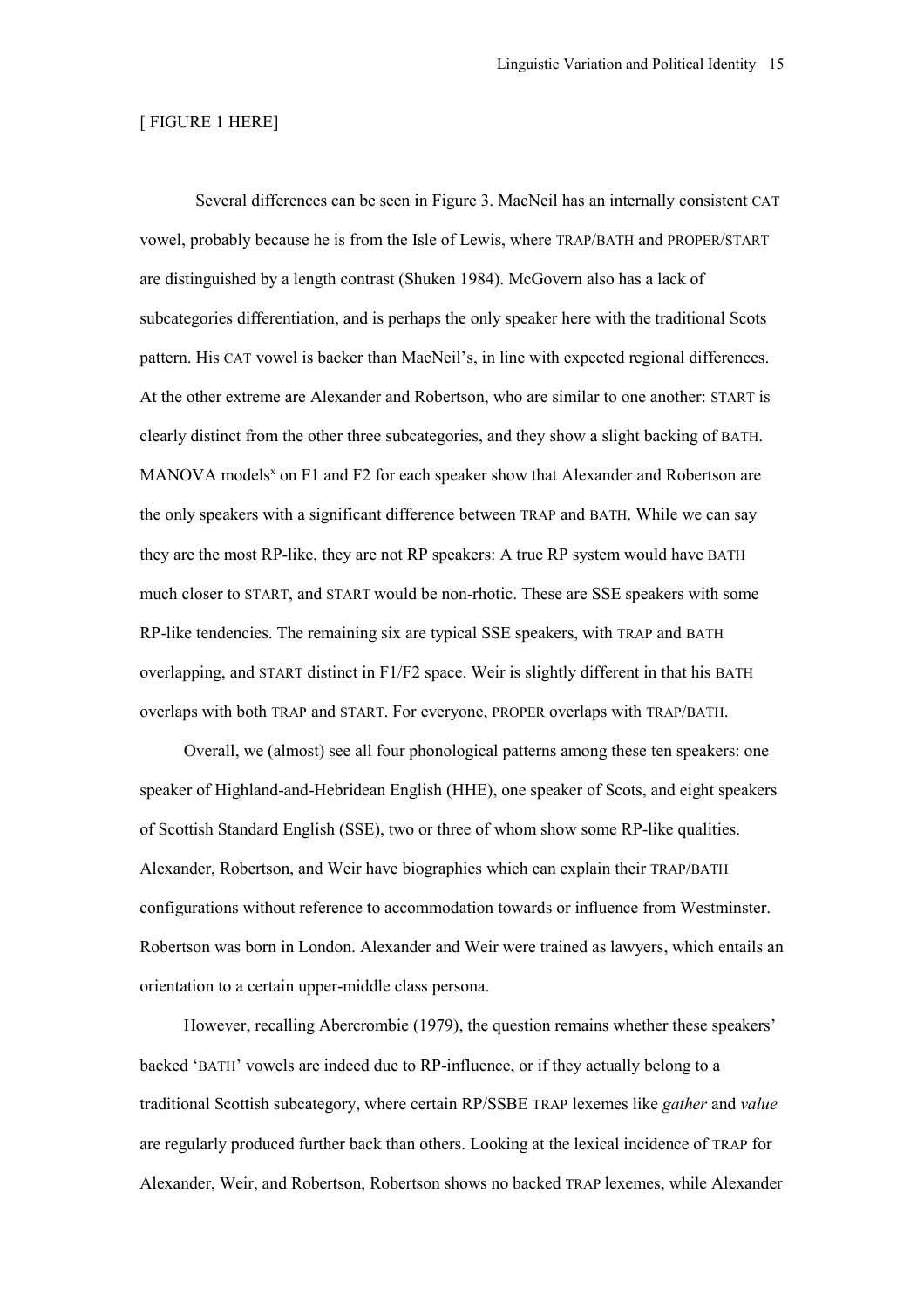[ FIGURE 1 HERE]

Several differences can be seen in Figure 3. MacNeil has an internally consistent CAT vowel, probably because he is from the Isle of Lewis, where TRAP/BATH and PROPER/START are distinguished by a length contrast (Shuken 1984). McGovern also has a lack of subcategories differentiation, and is perhaps the only speaker here with the traditional Scots pattern. His CAT vowel is backer than MacNeil's, in line with expected regional differences. At the other extreme are Alexander and Robertson, who are similar to one another: START is clearly distinct from the other three subcategories, and they show a slight backing of BATH. MANOVA models[x] on F1 and F2 for each speaker show that Alexander and Robertson are the only speakers with a significant difference between TRAP and BATH. While we can say they are the most RP-like, they are not RP speakers: A true RP system would have BATH much closer to START, and START would be non-rhotic. These are SSE speakers with some RP-like tendencies. The remaining six are typical SSE speakers, with TRAP and BATH overlapping, and START distinct in F1/F2 space. Weir is slightly different in that his BATH overlaps with both TRAP and START. For everyone, PROPER overlaps with TRAP/BATH.

Overall, we (almost) see all four phonological patterns among these ten speakers: one speaker of Highland-and-Hebridean English (HHE), one speaker of Scots, and eight speakers of Scottish Standard English (SSE), two or three of whom show some RP-like qualities. Alexander, Robertson, and Weir have biographies which can explain their TRAP/BATH configurations without reference to accommodation towards or influence from Westminster. Robertson was born in London. Alexander and Weir were trained as lawyers, which entails an orientation to a certain upper-middle class persona.

However, recalling Abercrombie (1979), the question remains whether these speakers' backed 'BATH' vowels are indeed due to RP-influence, or if they actually belong to a traditional Scottish subcategory, where certain RP/SSBE TRAP lexemes like *gather* and *value* are regularly produced further back than others. Looking at the lexical incidence of TRAP for Alexander, Weir, and Robertson, Robertson shows no backed TRAP lexemes, while Alexander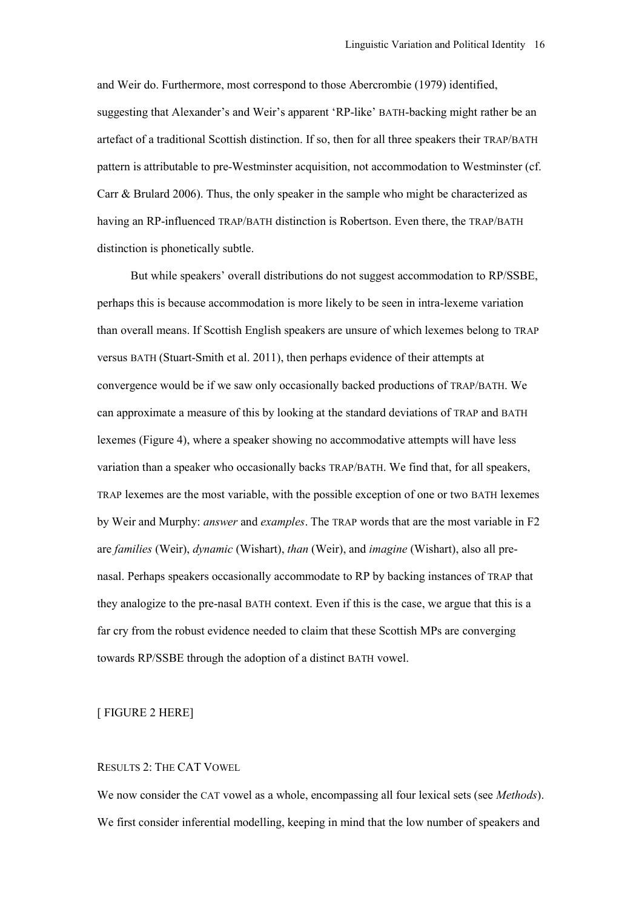and Weir do. Furthermore, most correspond to those Abercrombie (1979) identified, suggesting that Alexander's and Weir's apparent 'RP-like' BATH-backing might rather be an artefact of a traditional Scottish distinction. If so, then for all three speakers their TRAP/BATH pattern is attributable to pre-Westminster acquisition, not accommodation to Westminster (cf. Carr & Brulard 2006). Thus, the only speaker in the sample who might be characterized as having an RP-influenced TRAP/BATH distinction is Robertson. Even there, the TRAP/BATH distinction is phonetically subtle.

But while speakers' overall distributions do not suggest accommodation to RP/SSBE, perhaps this is because accommodation is more likely to be seen in intra-lexeme variation than overall means. If Scottish English speakers are unsure of which lexemes belong to TRAP versus BATH (Stuart-Smith et al. 2011), then perhaps evidence of their attempts at convergence would be if we saw only occasionally backed productions of TRAP/BATH. We can approximate a measure of this by looking at the standard deviations of TRAP and BATH lexemes (Figure 4), where a speaker showing no accommodative attempts will have less variation than a speaker who occasionally backs TRAP/BATH. We find that, for all speakers, TRAP lexemes are the most variable, with the possible exception of one or two BATH lexemes by Weir and Murphy: *answer* and *examples*. The TRAP words that are the most variable in F2 are *families* (Weir), *dynamic* (Wishart), *than* (Weir), and *imagine* (Wishart), also all pre-nasal. Perhaps speakers occasionally accommodate to RP by backing instances of TRAP that they analogize to the pre-nasal BATH context. Even if this is the case, we argue that this is a far cry from the robust evidence needed to claim that these Scottish MPs are converging towards RP/SSBE through the adoption of a distinct BATH vowel.

[ FIGURE 2 HERE]

## RESULTS 2: THE CAT VOWEL

We now consider the CAT vowel as a whole, encompassing all four lexical sets (see *Methods*). We first consider inferential modelling, keeping in mind that the low number of speakers and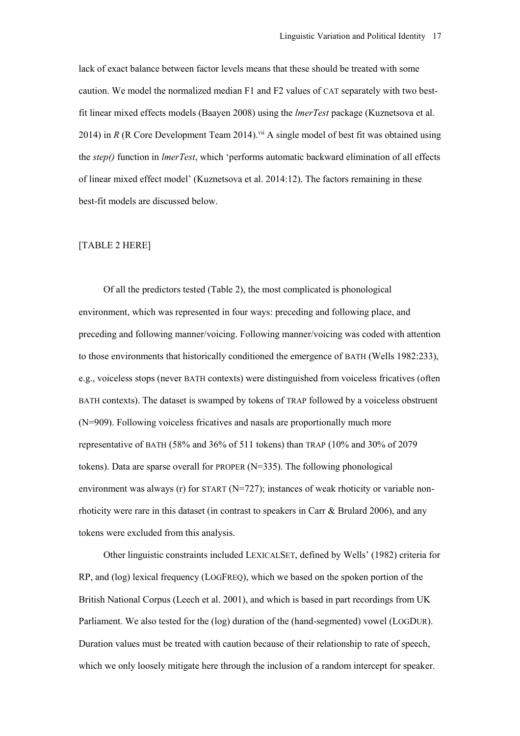lack of exact balance between factor levels means that these should be treated with some caution. We model the normalized median F1 and F2 values of CAT separately with two best-fit linear mixed effects models (Baayen 2008) using the *lmerTest* package (Kuznetsova et al. 2014) in *R* (R Core Development Team 2014).[vii] A single model of best fit was obtained using the *step()* function in *lmerTest*, which 'performs automatic backward elimination of all effects of linear mixed effect model' (Kuznetsova et al. 2014:12). The factors remaining in these best-fit models are discussed below.

[TABLE 2 HERE]

Of all the predictors tested (Table 2), the most complicated is phonological environment, which was represented in four ways: preceding and following place, and preceding and following manner/voicing. Following manner/voicing was coded with attention to those environments that historically conditioned the emergence of BATH (Wells 1982:233), e.g., voiceless stops (never BATH contexts) were distinguished from voiceless fricatives (often BATH contexts). The dataset is swamped by tokens of TRAP followed by a voiceless obstruent (N=909). Following voiceless fricatives and nasals are proportionally much more representative of BATH (58% and 36% of 511 tokens) than TRAP (10% and 30% of 2079 tokens). Data are sparse overall for PROPER (N=335). The following phonological environment was always (r) for START (N=727); instances of weak rhoticity or variable non-rhoticity were rare in this dataset (in contrast to speakers in Carr & Brulard 2006), and any tokens were excluded from this analysis.

Other linguistic constraints included LEXICALSET, defined by Wells' (1982) criteria for RP, and (log) lexical frequency (LOGFREQ), which we based on the spoken portion of the British National Corpus (Leech et al. 2001), and which is based in part recordings from UK Parliament. We also tested for the (log) duration of the (hand-segmented) vowel (LOGDUR). Duration values must be treated with caution because of their relationship to rate of speech, which we only loosely mitigate here through the inclusion of a random intercept for speaker.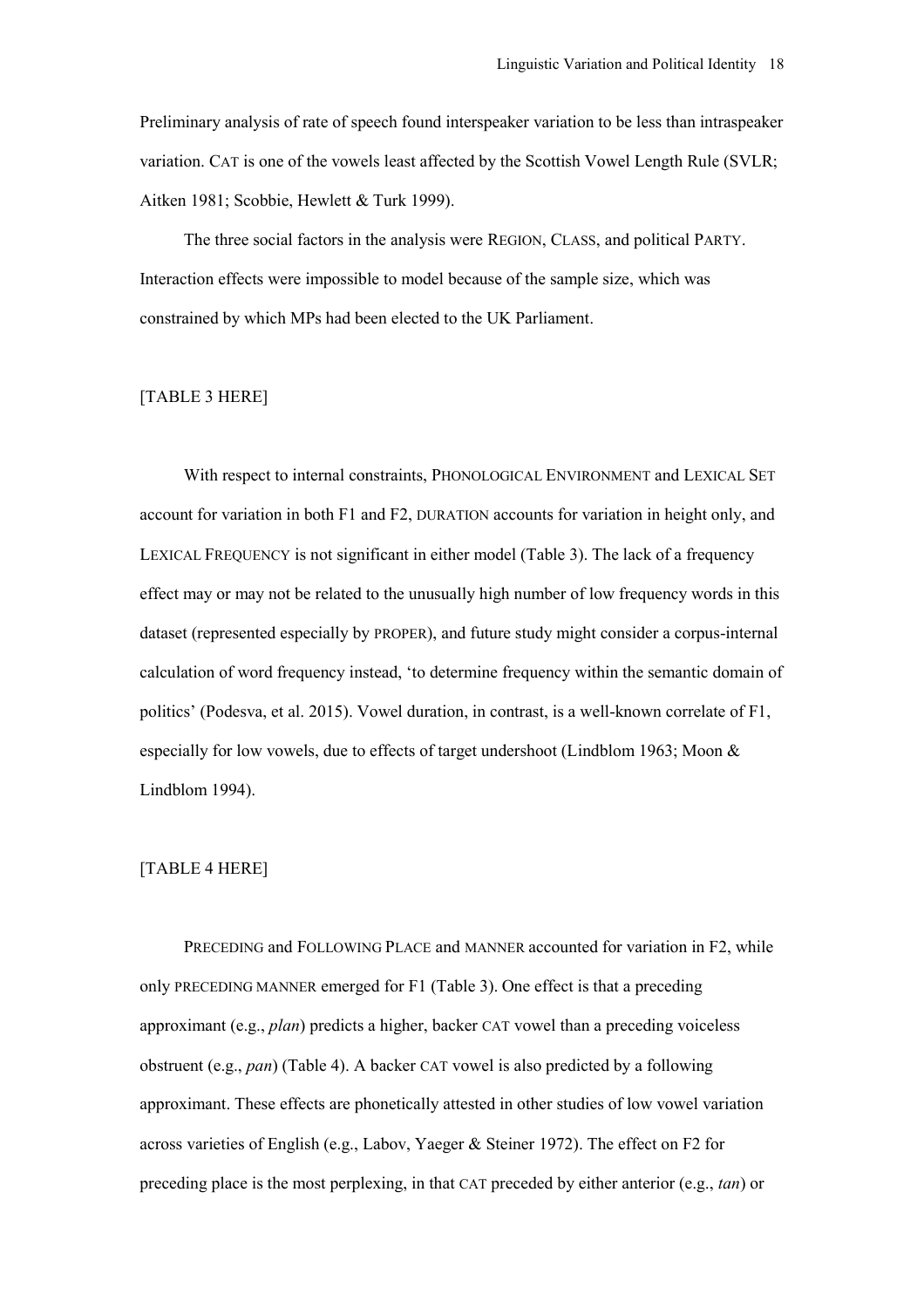Preliminary analysis of rate of speech found interspeaker variation to be less than intraspeaker variation. CAT is one of the vowels least affected by the Scottish Vowel Length Rule (SVLR; Aitken 1981; Scobbie, Hewlett & Turk 1999).

The three social factors in the analysis were REGION, CLASS, and political PARTY. Interaction effects were impossible to model because of the sample size, which was constrained by which MPs had been elected to the UK Parliament.

[TABLE 3 HERE]

With respect to internal constraints, PHONOLOGICAL ENVIRONMENT and LEXICAL SET account for variation in both F1 and F2, DURATION accounts for variation in height only, and LEXICAL FREQUENCY is not significant in either model (Table 3). The lack of a frequency effect may or may not be related to the unusually high number of low frequency words in this dataset (represented especially by PROPER), and future study might consider a corpus-internal calculation of word frequency instead, 'to determine frequency within the semantic domain of politics' (Podesva, et al. 2015). Vowel duration, in contrast, is a well-known correlate of F1, especially for low vowels, due to effects of target undershoot (Lindblom 1963; Moon & Lindblom 1994).

[TABLE 4 HERE]

PRECEDING and FOLLOWING PLACE and MANNER accounted for variation in F2, while only PRECEDING MANNER emerged for F1 (Table 3). One effect is that a preceding approximant (e.g., *plan*) predicts a higher, backer CAT vowel than a preceding voiceless obstruent (e.g., *pan*) (Table 4). A backer CAT vowel is also predicted by a following approximant. These effects are phonetically attested in other studies of low vowel variation across varieties of English (e.g., Labov, Yaeger & Steiner 1972). The effect on F2 for preceding place is the most perplexing, in that CAT preceded by either anterior (e.g., *tan*) or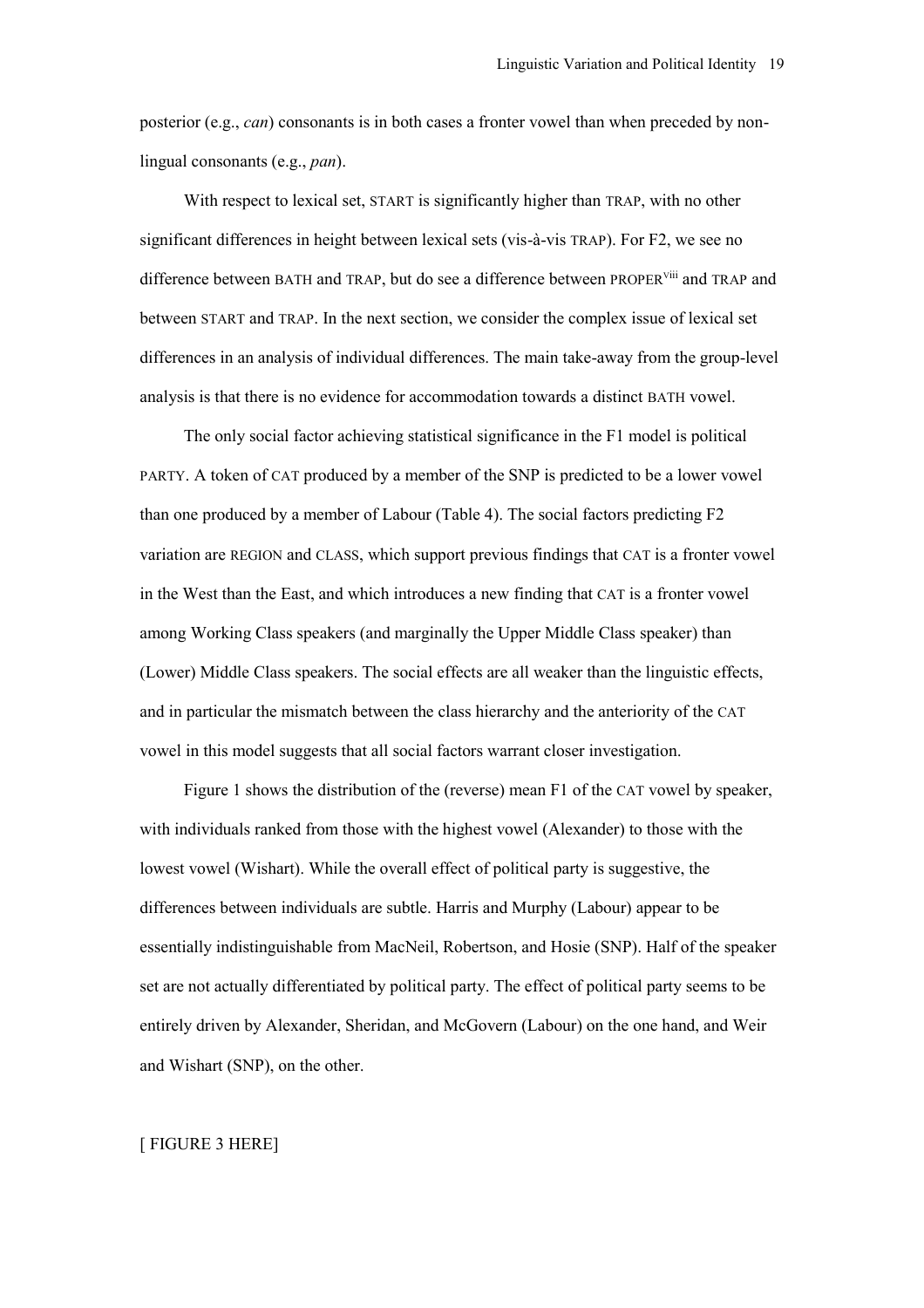posterior (e.g., *can*) consonants is in both cases a fronter vowel than when preceded by non-lingual consonants (e.g., *pan*).

With respect to lexical set, START is significantly higher than TRAP, with no other significant differences in height between lexical sets (vis-à-vis TRAP). For F2, we see no difference between BATH and TRAP, but do see a difference between PROPER[viii] and TRAP and between START and TRAP. In the next section, we consider the complex issue of lexical set differences in an analysis of individual differences. The main take-away from the group-level analysis is that there is no evidence for accommodation towards a distinct BATH vowel.

The only social factor achieving statistical significance in the F1 model is political PARTY. A token of CAT produced by a member of the SNP is predicted to be a lower vowel than one produced by a member of Labour (Table 4). The social factors predicting F2 variation are REGION and CLASS, which support previous findings that CAT is a fronter vowel in the West than the East, and which introduces a new finding that CAT is a fronter vowel among Working Class speakers (and marginally the Upper Middle Class speaker) than (Lower) Middle Class speakers. The social effects are all weaker than the linguistic effects, and in particular the mismatch between the class hierarchy and the anteriority of the CAT vowel in this model suggests that all social factors warrant closer investigation.

Figure 1 shows the distribution of the (reverse) mean F1 of the CAT vowel by speaker, with individuals ranked from those with the highest vowel (Alexander) to those with the lowest vowel (Wishart). While the overall effect of political party is suggestive, the differences between individuals are subtle. Harris and Murphy (Labour) appear to be essentially indistinguishable from MacNeil, Robertson, and Hosie (SNP). Half of the speaker set are not actually differentiated by political party. The effect of political party seems to be entirely driven by Alexander, Sheridan, and McGovern (Labour) on the one hand, and Weir and Wishart (SNP), on the other.

[ FIGURE 3 HERE]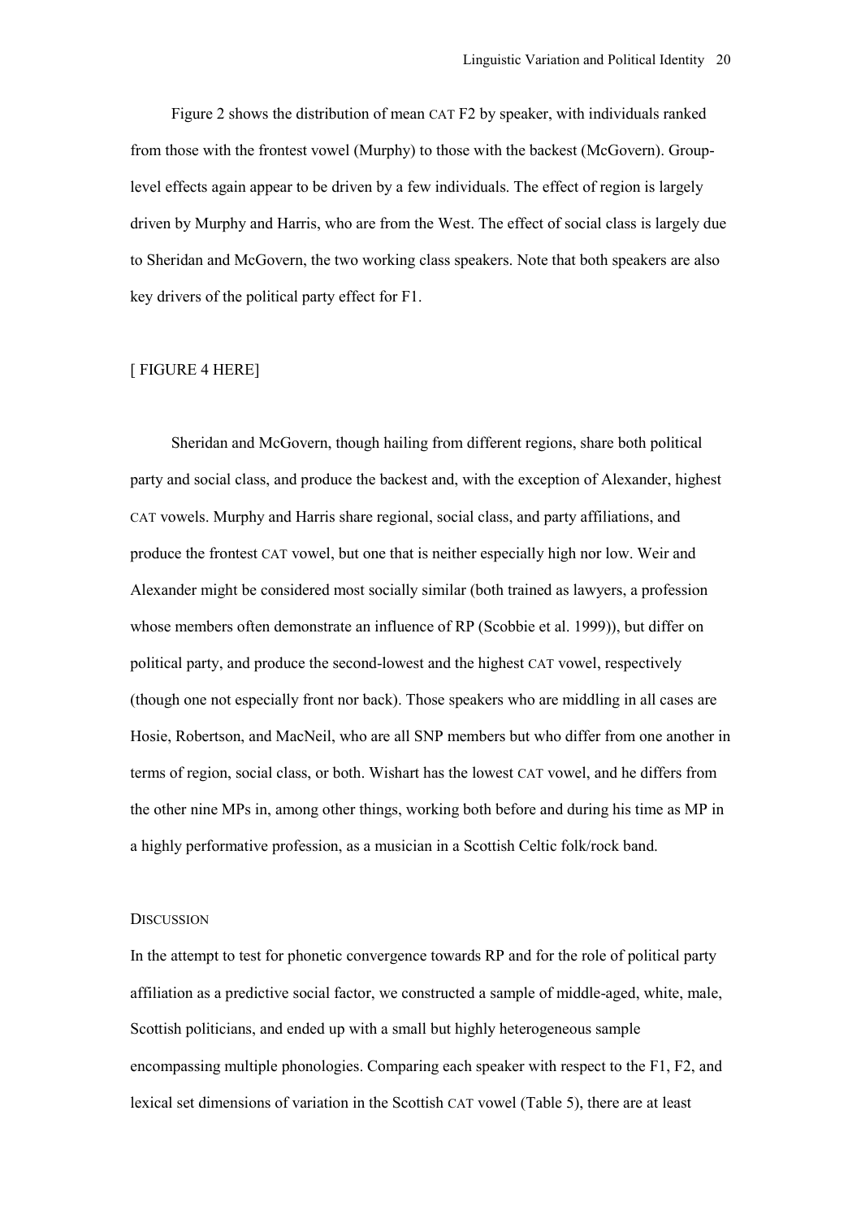Figure 2 shows the distribution of mean CAT F2 by speaker, with individuals ranked from those with the frontest vowel (Murphy) to those with the backest (McGovern). Group-level effects again appear to be driven by a few individuals. The effect of region is largely driven by Murphy and Harris, who are from the West. The effect of social class is largely due to Sheridan and McGovern, the two working class speakers. Note that both speakers are also key drivers of the political party effect for F1.

[ FIGURE 4 HERE]

Sheridan and McGovern, though hailing from different regions, share both political party and social class, and produce the backest and, with the exception of Alexander, highest CAT vowels. Murphy and Harris share regional, social class, and party affiliations, and produce the frontest CAT vowel, but one that is neither especially high nor low. Weir and Alexander might be considered most socially similar (both trained as lawyers, a profession whose members often demonstrate an influence of RP (Scobbie et al. 1999)), but differ on political party, and produce the second-lowest and the highest CAT vowel, respectively (though one not especially front nor back). Those speakers who are middling in all cases are Hosie, Robertson, and MacNeil, who are all SNP members but who differ from one another in terms of region, social class, or both. Wishart has the lowest CAT vowel, and he differs from the other nine MPs in, among other things, working both before and during his time as MP in a highly performative profession, as a musician in a Scottish Celtic folk/rock band.

## DISCUSSION

In the attempt to test for phonetic convergence towards RP and for the role of political party affiliation as a predictive social factor, we constructed a sample of middle-aged, white, male, Scottish politicians, and ended up with a small but highly heterogeneous sample encompassing multiple phonologies. Comparing each speaker with respect to the F1, F2, and lexical set dimensions of variation in the Scottish CAT vowel (Table 5), there are at least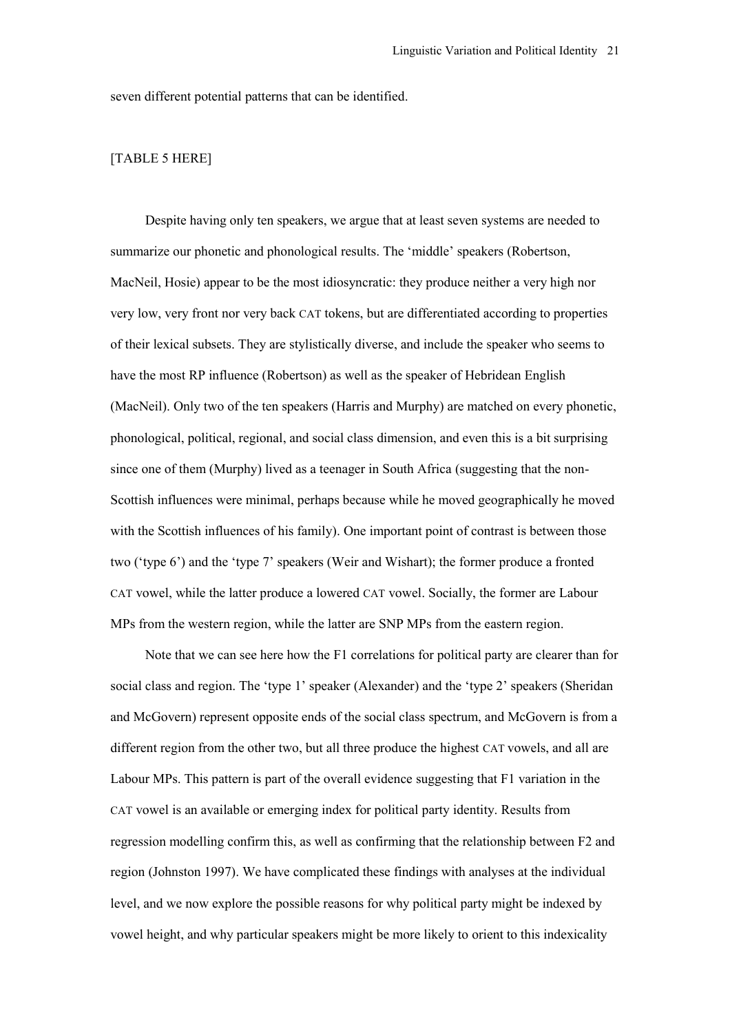seven different potential patterns that can be identified.

[TABLE 5 HERE]

Despite having only ten speakers, we argue that at least seven systems are needed to summarize our phonetic and phonological results. The 'middle' speakers (Robertson, MacNeil, Hosie) appear to be the most idiosyncratic: they produce neither a very high nor very low, very front nor very back CAT tokens, but are differentiated according to properties of their lexical subsets. They are stylistically diverse, and include the speaker who seems to have the most RP influence (Robertson) as well as the speaker of Hebridean English (MacNeil). Only two of the ten speakers (Harris and Murphy) are matched on every phonetic, phonological, political, regional, and social class dimension, and even this is a bit surprising since one of them (Murphy) lived as a teenager in South Africa (suggesting that the non-Scottish influences were minimal, perhaps because while he moved geographically he moved with the Scottish influences of his family). One important point of contrast is between those two ('type 6') and the 'type 7' speakers (Weir and Wishart); the former produce a fronted CAT vowel, while the latter produce a lowered CAT vowel. Socially, the former are Labour MPs from the western region, while the latter are SNP MPs from the eastern region.

Note that we can see here how the F1 correlations for political party are clearer than for social class and region. The 'type 1' speaker (Alexander) and the 'type 2' speakers (Sheridan and McGovern) represent opposite ends of the social class spectrum, and McGovern is from a different region from the other two, but all three produce the highest CAT vowels, and all are Labour MPs. This pattern is part of the overall evidence suggesting that F1 variation in the CAT vowel is an available or emerging index for political party identity. Results from regression modelling confirm this, as well as confirming that the relationship between F2 and region (Johnston 1997). We have complicated these findings with analyses at the individual level, and we now explore the possible reasons for why political party might be indexed by vowel height, and why particular speakers might be more likely to orient to this indexicality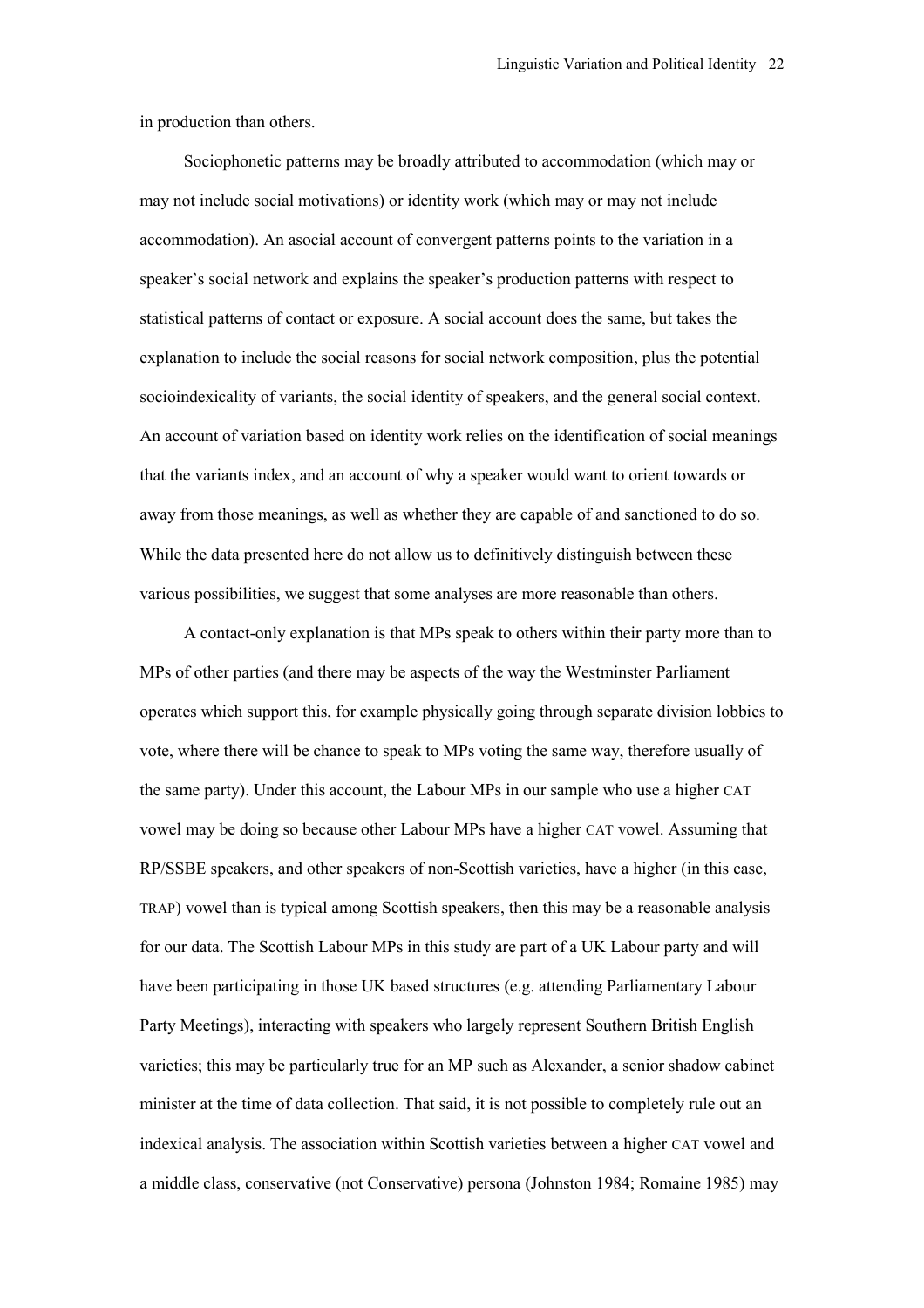in production than others.

Sociophonetic patterns may be broadly attributed to accommodation (which may or may not include social motivations) or identity work (which may or may not include accommodation). An asocial account of convergent patterns points to the variation in a speaker's social network and explains the speaker's production patterns with respect to statistical patterns of contact or exposure. A social account does the same, but takes the explanation to include the social reasons for social network composition, plus the potential socioindexicality of variants, the social identity of speakers, and the general social context. An account of variation based on identity work relies on the identification of social meanings that the variants index, and an account of why a speaker would want to orient towards or away from those meanings, as well as whether they are capable of and sanctioned to do so. While the data presented here do not allow us to definitively distinguish between these various possibilities, we suggest that some analyses are more reasonable than others.

A contact-only explanation is that MPs speak to others within their party more than to MPs of other parties (and there may be aspects of the way the Westminster Parliament operates which support this, for example physically going through separate division lobbies to vote, where there will be chance to speak to MPs voting the same way, therefore usually of the same party). Under this account, the Labour MPs in our sample who use a higher CAT vowel may be doing so because other Labour MPs have a higher CAT vowel. Assuming that RP/SSBE speakers, and other speakers of non-Scottish varieties, have a higher (in this case, TRAP) vowel than is typical among Scottish speakers, then this may be a reasonable analysis for our data. The Scottish Labour MPs in this study are part of a UK Labour party and will have been participating in those UK based structures (e.g. attending Parliamentary Labour Party Meetings), interacting with speakers who largely represent Southern British English varieties; this may be particularly true for an MP such as Alexander, a senior shadow cabinet minister at the time of data collection. That said, it is not possible to completely rule out an indexical analysis. The association within Scottish varieties between a higher CAT vowel and a middle class, conservative (not Conservative) persona (Johnston 1984; Romaine 1985) may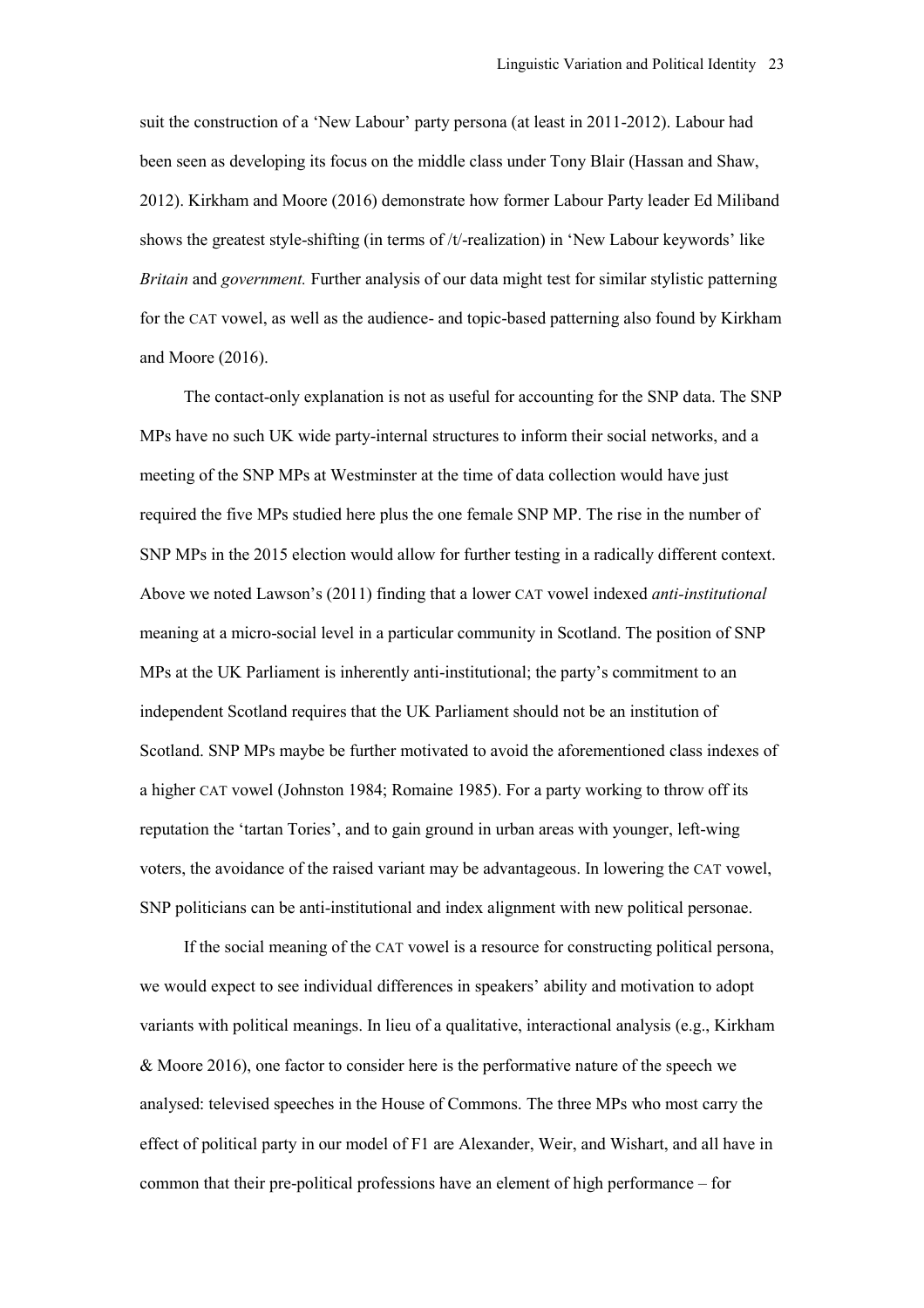suit the construction of a 'New Labour' party persona (at least in 2011-2012). Labour had been seen as developing its focus on the middle class under Tony Blair (Hassan and Shaw, 2012). Kirkham and Moore (2016) demonstrate how former Labour Party leader Ed Miliband shows the greatest style-shifting (in terms of /t/-realization) in 'New Labour keywords' like *Britain* and *government.* Further analysis of our data might test for similar stylistic patterning for the CAT vowel, as well as the audience- and topic-based patterning also found by Kirkham and Moore (2016).

The contact-only explanation is not as useful for accounting for the SNP data. The SNP MPs have no such UK wide party-internal structures to inform their social networks, and a meeting of the SNP MPs at Westminster at the time of data collection would have just required the five MPs studied here plus the one female SNP MP. The rise in the number of SNP MPs in the 2015 election would allow for further testing in a radically different context. Above we noted Lawson's (2011) finding that a lower CAT vowel indexed *anti-institutional* meaning at a micro-social level in a particular community in Scotland. The position of SNP MPs at the UK Parliament is inherently anti-institutional; the party's commitment to an independent Scotland requires that the UK Parliament should not be an institution of Scotland. SNP MPs maybe be further motivated to avoid the aforementioned class indexes of a higher CAT vowel (Johnston 1984; Romaine 1985). For a party working to throw off its reputation the 'tartan Tories', and to gain ground in urban areas with younger, left-wing voters, the avoidance of the raised variant may be advantageous. In lowering the CAT vowel, SNP politicians can be anti-institutional and index alignment with new political personae.

If the social meaning of the CAT vowel is a resource for constructing political persona, we would expect to see individual differences in speakers' ability and motivation to adopt variants with political meanings. In lieu of a qualitative, interactional analysis (e.g., Kirkham & Moore 2016), one factor to consider here is the performative nature of the speech we analysed: televised speeches in the House of Commons. The three MPs who most carry the effect of political party in our model of F1 are Alexander, Weir, and Wishart, and all have in common that their pre-political professions have an element of high performance – for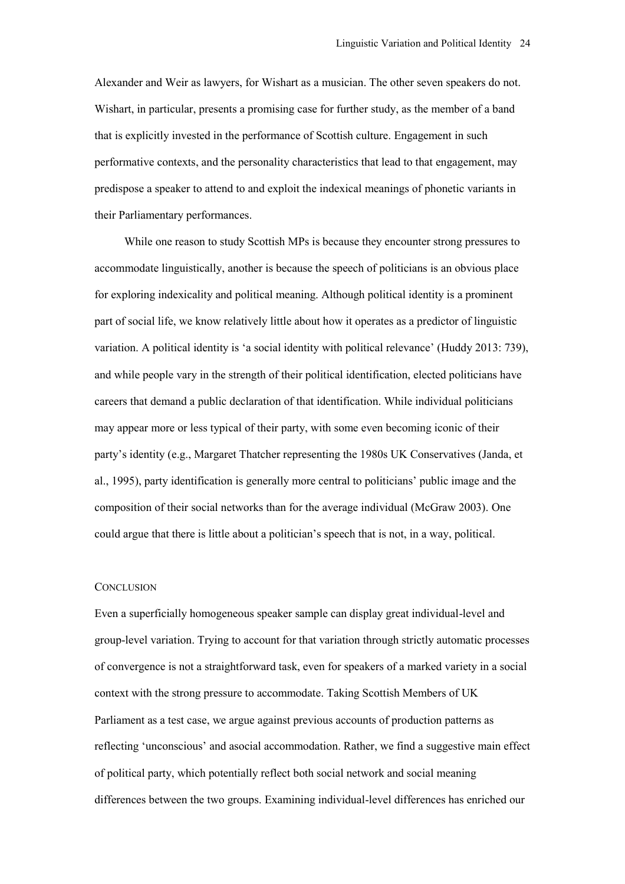Alexander and Weir as lawyers, for Wishart as a musician. The other seven speakers do not. Wishart, in particular, presents a promising case for further study, as the member of a band that is explicitly invested in the performance of Scottish culture. Engagement in such performative contexts, and the personality characteristics that lead to that engagement, may predispose a speaker to attend to and exploit the indexical meanings of phonetic variants in their Parliamentary performances.

While one reason to study Scottish MPs is because they encounter strong pressures to accommodate linguistically, another is because the speech of politicians is an obvious place for exploring indexicality and political meaning. Although political identity is a prominent part of social life, we know relatively little about how it operates as a predictor of linguistic variation. A political identity is 'a social identity with political relevance' (Huddy 2013: 739), and while people vary in the strength of their political identification, elected politicians have careers that demand a public declaration of that identification. While individual politicians may appear more or less typical of their party, with some even becoming iconic of their party's identity (e.g., Margaret Thatcher representing the 1980s UK Conservatives (Janda, et al., 1995), party identification is generally more central to politicians' public image and the composition of their social networks than for the average individual (McGraw 2003). One could argue that there is little about a politician's speech that is not, in a way, political.

## CONCLUSION

Even a superficially homogeneous speaker sample can display great individual-level and group-level variation. Trying to account for that variation through strictly automatic processes of convergence is not a straightforward task, even for speakers of a marked variety in a social context with the strong pressure to accommodate. Taking Scottish Members of UK Parliament as a test case, we argue against previous accounts of production patterns as reflecting 'unconscious' and asocial accommodation. Rather, we find a suggestive main effect of political party, which potentially reflect both social network and social meaning differences between the two groups. Examining individual-level differences has enriched our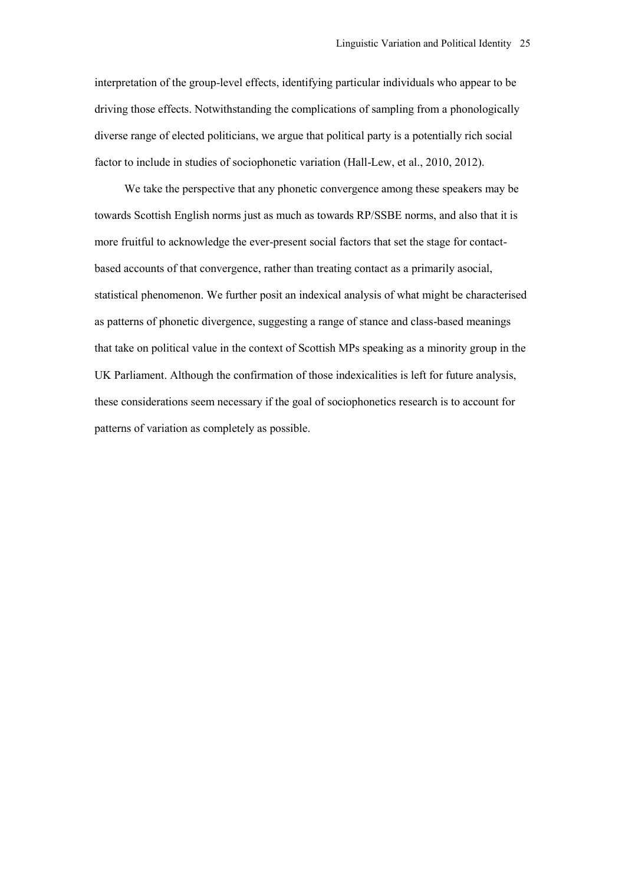interpretation of the group-level effects, identifying particular individuals who appear to be driving those effects. Notwithstanding the complications of sampling from a phonologically diverse range of elected politicians, we argue that political party is a potentially rich social factor to include in studies of sociophonetic variation (Hall-Lew, et al., 2010, 2012).

We take the perspective that any phonetic convergence among these speakers may be towards Scottish English norms just as much as towards RP/SSBE norms, and also that it is more fruitful to acknowledge the ever-present social factors that set the stage for contact-based accounts of that convergence, rather than treating contact as a primarily asocial, statistical phenomenon. We further posit an indexical analysis of what might be characterised as patterns of phonetic divergence, suggesting a range of stance and class-based meanings that take on political value in the context of Scottish MPs speaking as a minority group in the UK Parliament. Although the confirmation of those indexicalities is left for future analysis, these considerations seem necessary if the goal of sociophonetics research is to account for patterns of variation as completely as possible.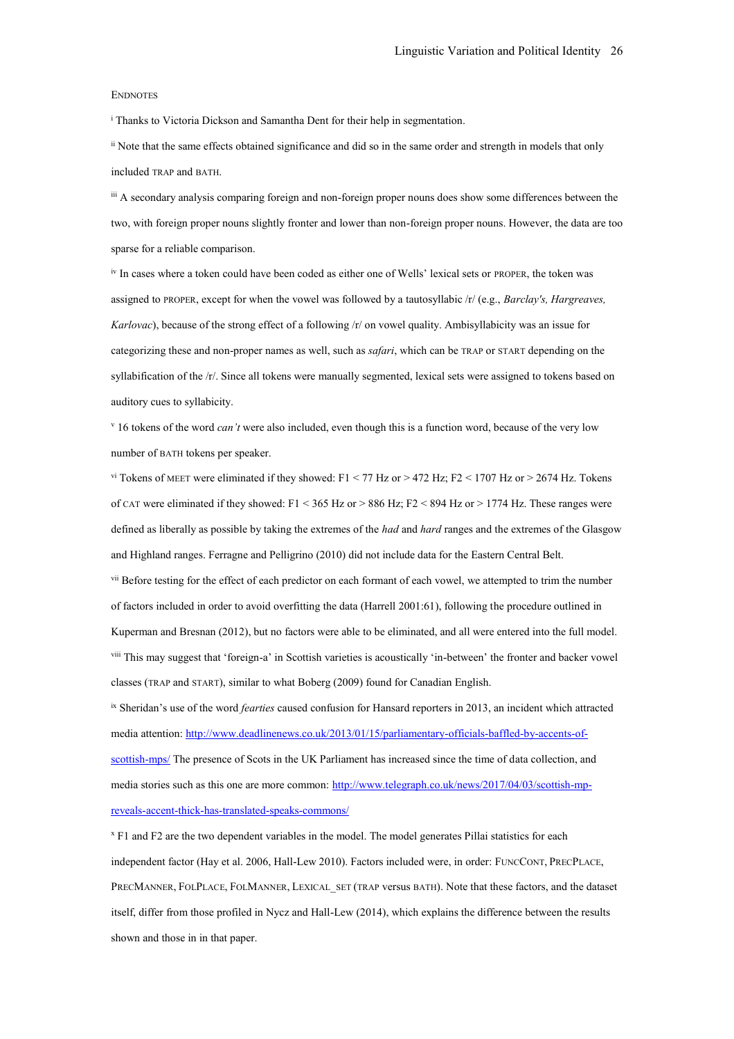## ENDNOTES

[i] Thanks to Victoria Dickson and Samantha Dent for their help in segmentation.

[ii] Note that the same effects obtained significance and did so in the same order and strength in models that only included TRAP and BATH.

[iii] A secondary analysis comparing foreign and non-foreign proper nouns does show some differences between the two, with foreign proper nouns slightly fronter and lower than non-foreign proper nouns. However, the data are too sparse for a reliable comparison.

[iv] In cases where a token could have been coded as either one of Wells' lexical sets or PROPER, the token was assigned to PROPER, except for when the vowel was followed by a tautosyllabic /r/ (e.g., *Barclay's, Hargreaves, Karlovac*), because of the strong effect of a following /r/ on vowel quality. Ambisyllabicity was an issue for categorizing these and non-proper names as well, such as *safari*, which can be TRAP or START depending on the syllabification of the /r/. Since all tokens were manually segmented, lexical sets were assigned to tokens based on auditory cues to syllabicity.

[v] 16 tokens of the word *can't* were also included, even though this is a function word, because of the very low number of BATH tokens per speaker.

[vi] Tokens of MEET were eliminated if they showed: F1 < 77 Hz or > 472 Hz; F2 < 1707 Hz or > 2674 Hz. Tokens of CAT were eliminated if they showed: F1 < 365 Hz or > 886 Hz; F2 < 894 Hz or > 1774 Hz. These ranges were defined as liberally as possible by taking the extremes of the *had* and *hard* ranges and the extremes of the Glasgow and Highland ranges. Ferragne and Pelligrino (2010) did not include data for the Eastern Central Belt.

[vii] Before testing for the effect of each predictor on each formant of each vowel, we attempted to trim the number of factors included in order to avoid overfitting the data (Harrell 2001:61), following the procedure outlined in Kuperman and Bresnan (2012), but no factors were able to be eliminated, and all were entered into the full model.

[viii] This may suggest that 'foreign-a' in Scottish varieties is acoustically 'in-between' the fronter and backer vowel classes (TRAP and START), similar to what Boberg (2009) found for Canadian English.

[ix] Sheridan's use of the word *fearties* caused confusion for Hansard reporters in 2013, an incident which attracted media attention: http://www.deadlinenews.co.uk/2013/01/15/parliamentary-officials-baffled-by-accents-of-scottish-mps/ The presence of Scots in the UK Parliament has increased since the time of data collection, and media stories such as this one are more common: http://www.telegraph.co.uk/news/2017/04/03/scottish-mp-reveals-accent-thick-has-translated-speaks-commons/

[x] F1 and F2 are the two dependent variables in the model. The model generates Pillai statistics for each independent factor (Hay et al. 2006, Hall-Lew 2010). Factors included were, in order: FUNCCONT, PRECPLACE, PRECMANNER, FOLPLACE, FOLMANNER, LEXICAL_SET (TRAP versus BATH). Note that these factors, and the dataset itself, differ from those profiled in Nycz and Hall-Lew (2014), which explains the difference between the results shown and those in in that paper.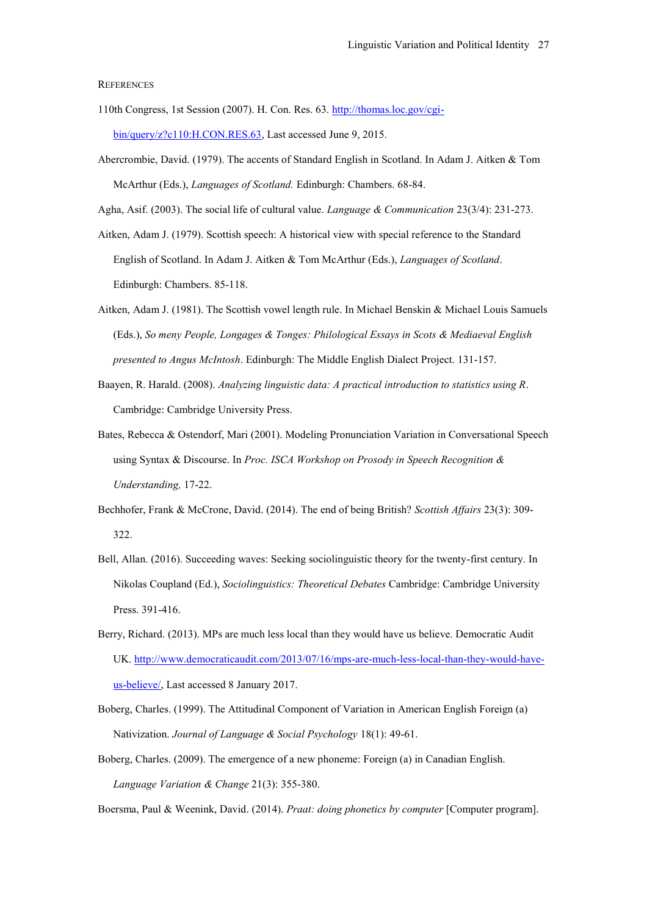## REFERENCES

110th Congress, 1st Session (2007). H. Con. Res. 63. http://thomas.loc.gov/cgi-bin/query/z?c110:H.CON.RES.63, Last accessed June 9, 2015.

Abercrombie, David. (1979). The accents of Standard English in Scotland. In Adam J. Aitken & Tom McArthur (Eds.), *Languages of Scotland.* Edinburgh: Chambers. 68-84.

Agha, Asif. (2003). The social life of cultural value. *Language & Communication* 23(3/4): 231-273.

Aitken, Adam J. (1979). Scottish speech: A historical view with special reference to the Standard English of Scotland. In Adam J. Aitken & Tom McArthur (Eds.), *Languages of Scotland*. Edinburgh: Chambers. 85-118.

Aitken, Adam J. (1981). The Scottish vowel length rule. In Michael Benskin & Michael Louis Samuels (Eds.), *So meny People, Longages & Tonges: Philological Essays in Scots & Mediaeval English presented to Angus McIntosh*. Edinburgh: The Middle English Dialect Project. 131-157.

Baayen, R. Harald. (2008). *Analyzing linguistic data: A practical introduction to statistics using R*. Cambridge: Cambridge University Press.

Bates, Rebecca & Ostendorf, Mari (2001). Modeling Pronunciation Variation in Conversational Speech using Syntax & Discourse. In *Proc. ISCA Workshop on Prosody in Speech Recognition & Understanding,* 17-22.

Bechhofer, Frank & McCrone, David. (2014). The end of being British? *Scottish Affairs* 23(3): 309-322.

Bell, Allan. (2016). Succeeding waves: Seeking sociolinguistic theory for the twenty-first century. In Nikolas Coupland (Ed.), *Sociolinguistics: Theoretical Debates* Cambridge: Cambridge University Press. 391-416.

Berry, Richard. (2013). MPs are much less local than they would have us believe. Democratic Audit UK. http://www.democraticaudit.com/2013/07/16/mps-are-much-less-local-than-they-would-have-us-believe/, Last accessed 8 January 2017.

Boberg, Charles. (1999). The Attitudinal Component of Variation in American English Foreign (a) Nativization. *Journal of Language & Social Psychology* 18(1): 49-61.

Boberg, Charles. (2009). The emergence of a new phoneme: Foreign (a) in Canadian English. *Language Variation & Change* 21(3): 355-380.

Boersma, Paul & Weenink, David. (2014). *Praat: doing phonetics by computer* [Computer program].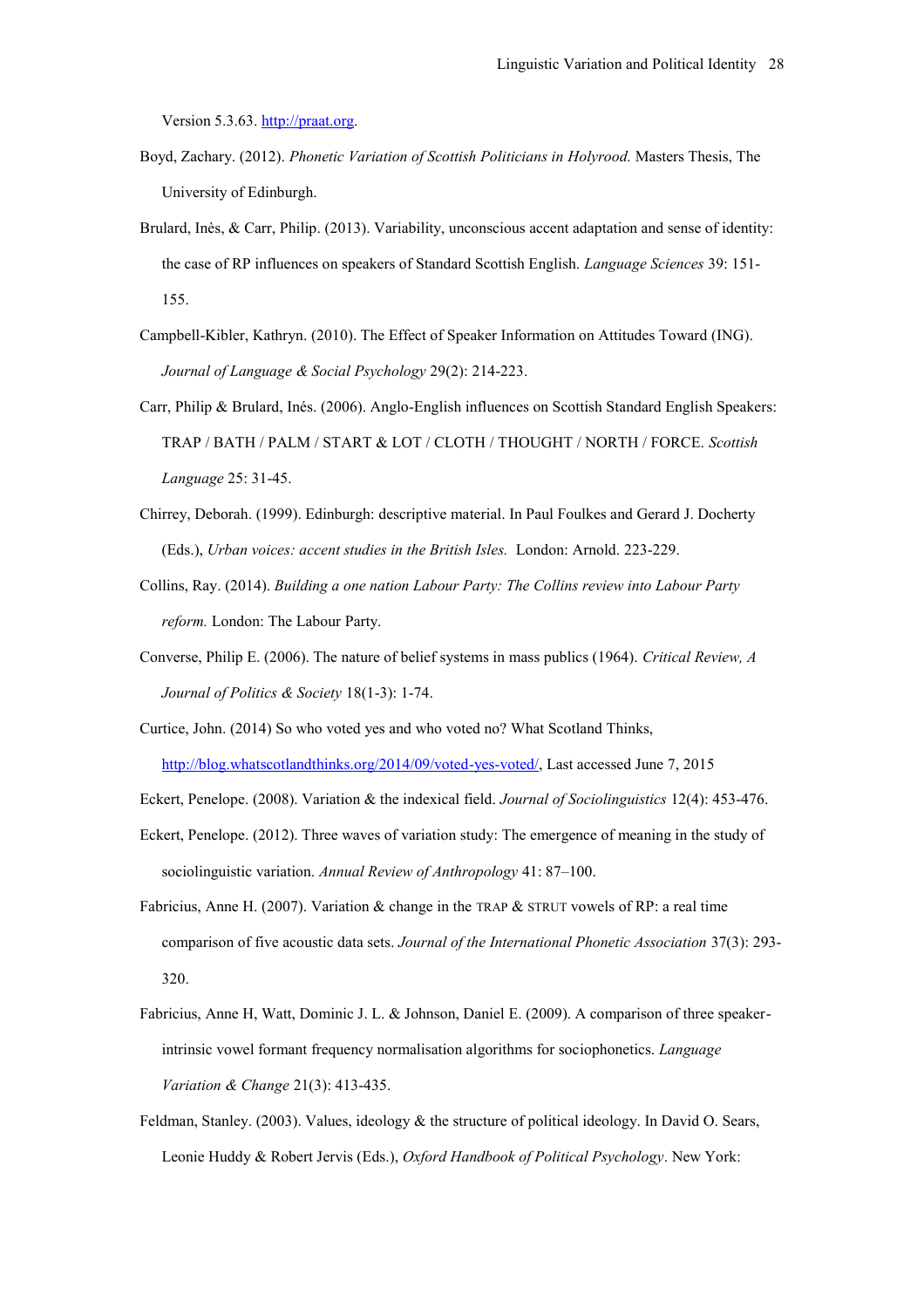Version 5.3.63. http://praat.org.

Boyd, Zachary. (2012). *Phonetic Variation of Scottish Politicians in Holyrood.* Masters Thesis, The University of Edinburgh.

Brulard, Inès, & Carr, Philip. (2013). Variability, unconscious accent adaptation and sense of identity: the case of RP influences on speakers of Standard Scottish English. *Language Sciences* 39: 151-155.

Campbell-Kibler, Kathryn. (2010). The Effect of Speaker Information on Attitudes Toward (ING). *Journal of Language & Social Psychology* 29(2): 214-223.

Carr, Philip & Brulard, Inés. (2006). Anglo-English influences on Scottish Standard English Speakers: TRAP / BATH / PALM / START & LOT / CLOTH / THOUGHT / NORTH / FORCE. *Scottish Language* 25: 31-45.

Chirrey, Deborah. (1999). Edinburgh: descriptive material. In Paul Foulkes and Gerard J. Docherty (Eds.), *Urban voices: accent studies in the British Isles.* London: Arnold. 223-229.

Collins, Ray. (2014). *Building a one nation Labour Party: The Collins review into Labour Party reform.* London: The Labour Party.

Converse, Philip E. (2006). The nature of belief systems in mass publics (1964). *Critical Review, A Journal of Politics & Society* 18(1-3): 1-74.

Curtice, John. (2014) So who voted yes and who voted no? What Scotland Thinks, http://blog.whatscotlandthinks.org/2014/09/voted-yes-voted/, Last accessed June 7, 2015

Eckert, Penelope. (2008). Variation & the indexical field. *Journal of Sociolinguistics* 12(4): 453-476.

Eckert, Penelope. (2012). Three waves of variation study: The emergence of meaning in the study of sociolinguistic variation. *Annual Review of Anthropology* 41: 87–100.

Fabricius, Anne H. (2007). Variation & change in the TRAP & STRUT vowels of RP: a real time comparison of five acoustic data sets. *Journal of the International Phonetic Association* 37(3): 293-320.

Fabricius, Anne H, Watt, Dominic J. L. & Johnson, Daniel E. (2009). A comparison of three speaker-intrinsic vowel formant frequency normalisation algorithms for sociophonetics. *Language Variation & Change* 21(3): 413-435.

Feldman, Stanley. (2003). Values, ideology & the structure of political ideology. In David O. Sears, Leonie Huddy & Robert Jervis (Eds.), *Oxford Handbook of Political Psychology*. New York: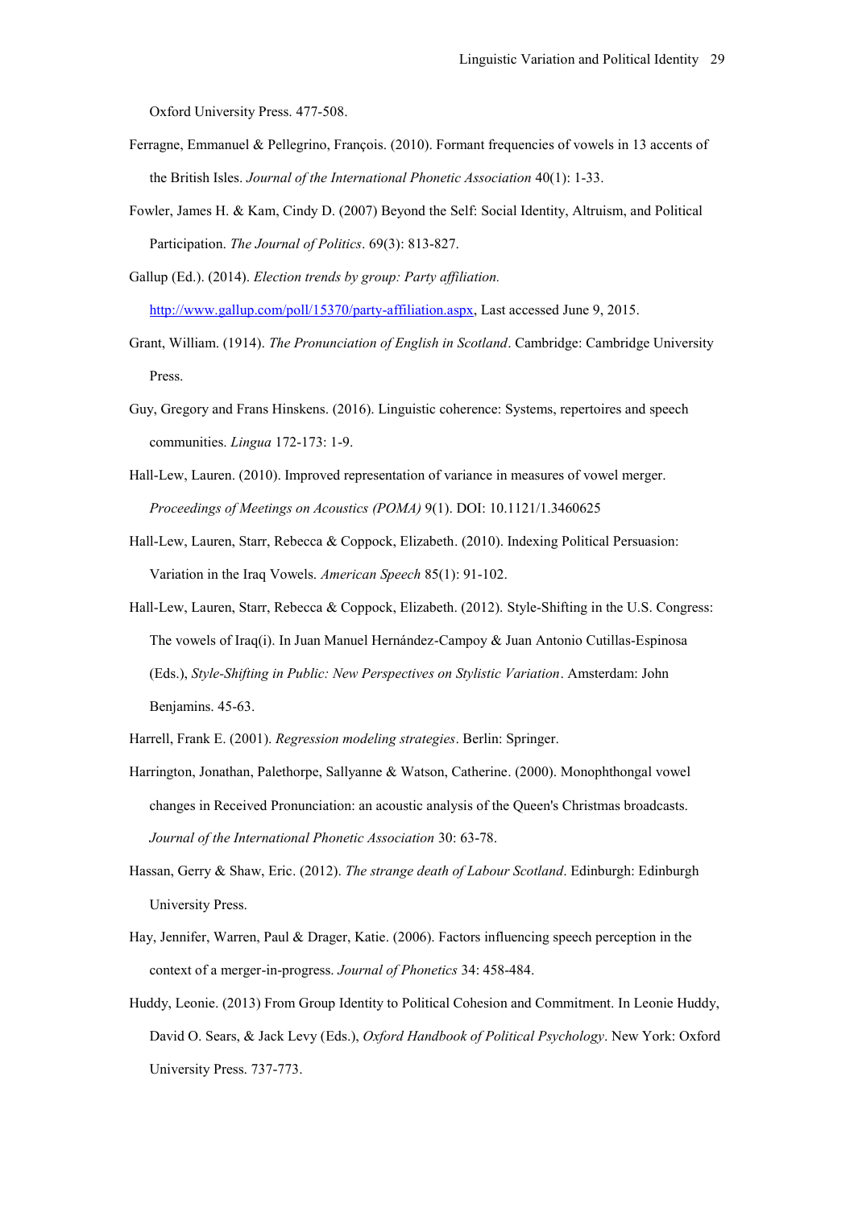Oxford University Press. 477-508.

Ferragne, Emmanuel & Pellegrino, François. (2010). Formant frequencies of vowels in 13 accents of the British Isles. *Journal of the International Phonetic Association* 40(1): 1-33.

Fowler, James H. & Kam, Cindy D. (2007) Beyond the Self: Social Identity, Altruism, and Political Participation. *The Journal of Politics*. 69(3): 813-827.

Gallup (Ed.). (2014). *Election trends by group: Party affiliation.* [http://www.gallup.com/poll/15370/party-affiliation.aspx](http://www.gallup.com/poll/15370/party-affiliation.aspx), Last accessed June 9, 2015.

Grant, William. (1914). *The Pronunciation of English in Scotland*. Cambridge: Cambridge University Press.

Guy, Gregory and Frans Hinskens. (2016). Linguistic coherence: Systems, repertoires and speech communities. *Lingua* 172-173: 1-9.

Hall-Lew, Lauren. (2010). Improved representation of variance in measures of vowel merger. *Proceedings of Meetings on Acoustics (POMA)* 9(1). DOI: 10.1121/1.3460625

Hall-Lew, Lauren, Starr, Rebecca & Coppock, Elizabeth. (2010). Indexing Political Persuasion: Variation in the Iraq Vowels. *American Speech* 85(1): 91-102.

Hall-Lew, Lauren, Starr, Rebecca & Coppock, Elizabeth. (2012). Style-Shifting in the U.S. Congress: The vowels of Iraq(i). In Juan Manuel Hernández-Campoy & Juan Antonio Cutillas-Espinosa (Eds.), *Style-Shifting in Public: New Perspectives on Stylistic Variation*. Amsterdam: John Benjamins. 45-63.

Harrell, Frank E. (2001). *Regression modeling strategies*. Berlin: Springer.

Harrington, Jonathan, Palethorpe, Sallyanne & Watson, Catherine. (2000). Monophthongal vowel changes in Received Pronunciation: an acoustic analysis of the Queen's Christmas broadcasts. *Journal of the International Phonetic Association* 30: 63-78.

Hassan, Gerry & Shaw, Eric. (2012). *The strange death of Labour Scotland*. Edinburgh: Edinburgh University Press.

Hay, Jennifer, Warren, Paul & Drager, Katie. (2006). Factors influencing speech perception in the context of a merger-in-progress. *Journal of Phonetics* 34: 458-484.

Huddy, Leonie. (2013) From Group Identity to Political Cohesion and Commitment. In Leonie Huddy, David O. Sears, & Jack Levy (Eds.), *Oxford Handbook of Political Psychology*. New York: Oxford University Press. 737-773.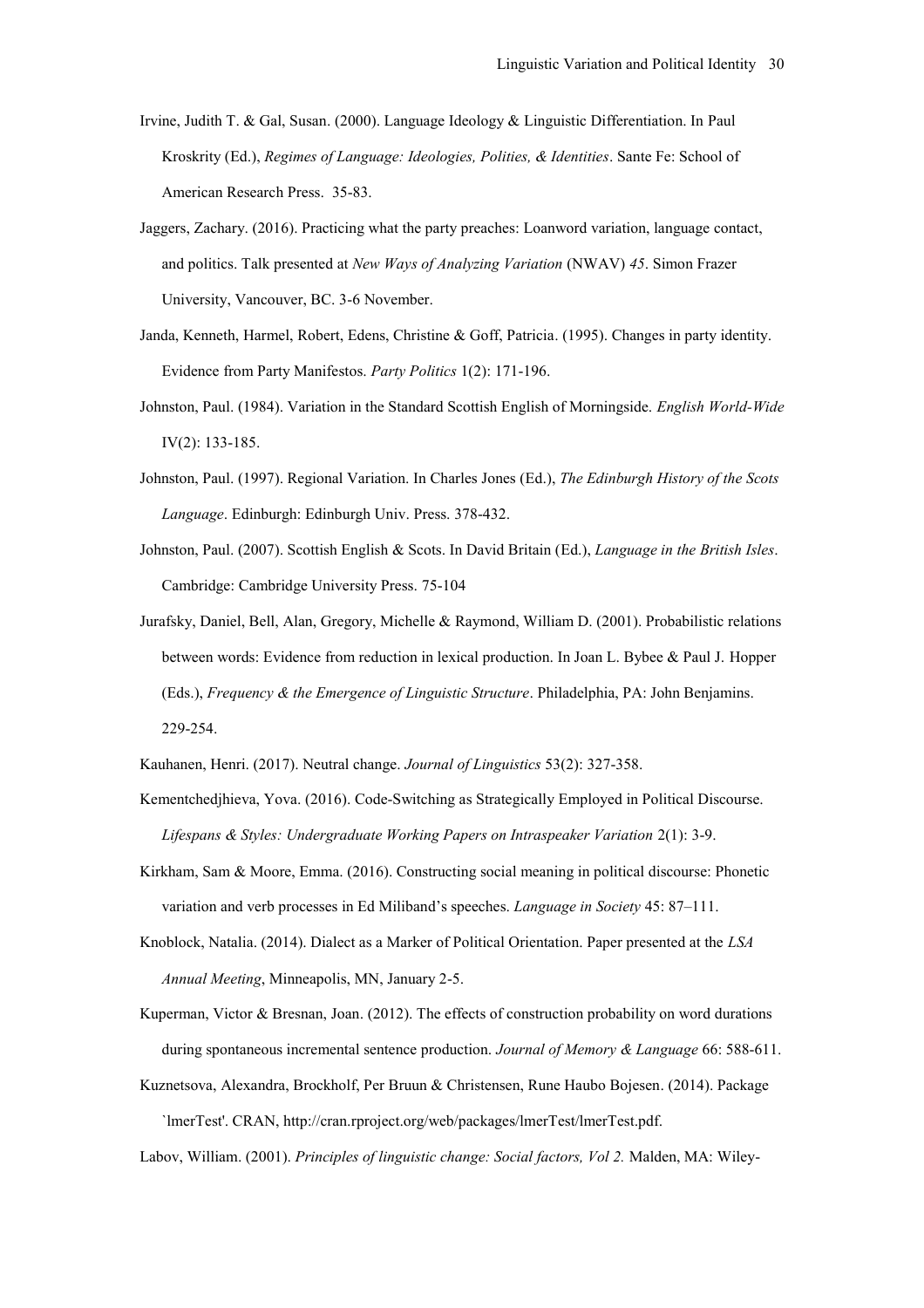Irvine, Judith T. & Gal, Susan. (2000). Language Ideology & Linguistic Differentiation. In Paul Kroskrity (Ed.), *Regimes of Language: Ideologies, Polities, & Identities*. Sante Fe: School of American Research Press. 35-83.

Jaggers, Zachary. (2016). Practicing what the party preaches: Loanword variation, language contact, and politics. Talk presented at *New Ways of Analyzing Variation* (NWAV) *45*. Simon Frazer University, Vancouver, BC. 3-6 November.

Janda, Kenneth, Harmel, Robert, Edens, Christine & Goff, Patricia. (1995). Changes in party identity. Evidence from Party Manifestos. *Party Politics* 1(2): 171-196.

Johnston, Paul. (1984). Variation in the Standard Scottish English of Morningside. *English World-Wide* IV(2): 133-185.

Johnston, Paul. (1997). Regional Variation. In Charles Jones (Ed.), *The Edinburgh History of the Scots Language*. Edinburgh: Edinburgh Univ. Press. 378-432.

Johnston, Paul. (2007). Scottish English & Scots. In David Britain (Ed.), *Language in the British Isles*. Cambridge: Cambridge University Press. 75-104

Jurafsky, Daniel, Bell, Alan, Gregory, Michelle & Raymond, William D. (2001). Probabilistic relations between words: Evidence from reduction in lexical production. In Joan L. Bybee & Paul J. Hopper (Eds.), *Frequency & the Emergence of Linguistic Structure*. Philadelphia, PA: John Benjamins. 229-254.

Kauhanen, Henri. (2017). Neutral change. *Journal of Linguistics* 53(2): 327-358.

Kementchedjhieva, Yova. (2016). Code-Switching as Strategically Employed in Political Discourse. *Lifespans & Styles: Undergraduate Working Papers on Intraspeaker Variation* 2(1): 3-9.

Kirkham, Sam & Moore, Emma. (2016). Constructing social meaning in political discourse: Phonetic variation and verb processes in Ed Miliband's speeches. *Language in Society* 45: 87–111.

Knoblock, Natalia. (2014). Dialect as a Marker of Political Orientation. Paper presented at the *LSA Annual Meeting*, Minneapolis, MN, January 2-5.

Kuperman, Victor & Bresnan, Joan. (2012). The effects of construction probability on word durations during spontaneous incremental sentence production. *Journal of Memory & Language* 66: 588-611.

Kuznetsova, Alexandra, Brockholf, Per Bruun & Christensen, Rune Haubo Bojesen. (2014). Package `lmerTest'. CRAN, http://cran.rproject.org/web/packages/lmerTest/lmerTest.pdf.

Labov, William. (2001). *Principles of linguistic change: Social factors, Vol 2.* Malden, MA: Wiley-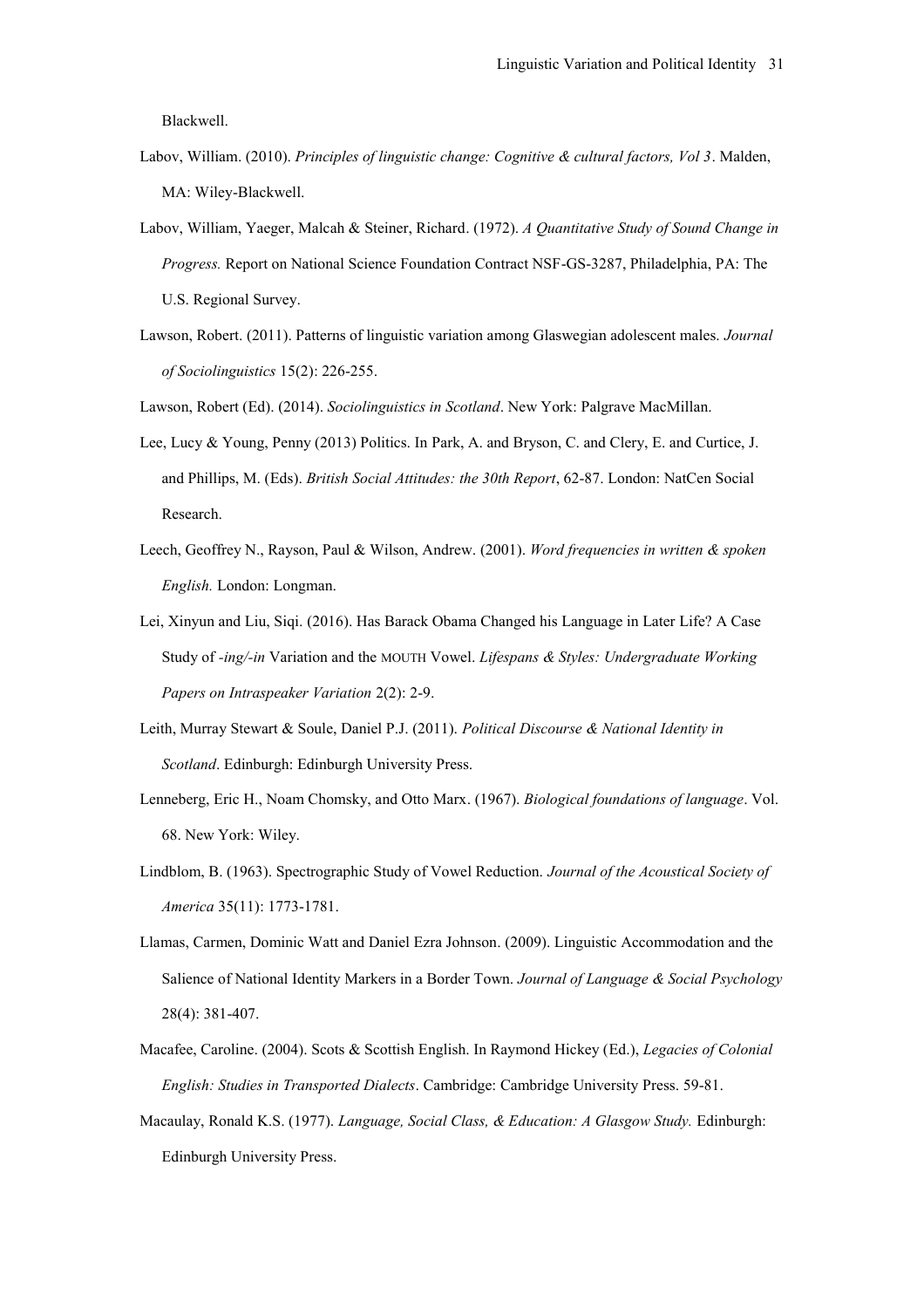Blackwell.

Labov, William. (2010). *Principles of linguistic change: Cognitive & cultural factors, Vol 3*. Malden, MA: Wiley-Blackwell.

Labov, William, Yaeger, Malcah & Steiner, Richard. (1972). *A Quantitative Study of Sound Change in Progress.* Report on National Science Foundation Contract NSF-GS-3287, Philadelphia, PA: The U.S. Regional Survey.

Lawson, Robert. (2011). Patterns of linguistic variation among Glaswegian adolescent males. *Journal of Sociolinguistics* 15(2): 226-255.

Lawson, Robert (Ed). (2014). *Sociolinguistics in Scotland*. New York: Palgrave MacMillan.

Lee, Lucy & Young, Penny (2013) Politics. In Park, A. and Bryson, C. and Clery, E. and Curtice, J. and Phillips, M. (Eds). *British Social Attitudes: the 30th Report*, 62-87. London: NatCen Social Research.

Leech, Geoffrey N., Rayson, Paul & Wilson, Andrew. (2001). *Word frequencies in written & spoken English.* London: Longman.

Lei, Xinyun and Liu, Siqi. (2016). Has Barack Obama Changed his Language in Later Life? A Case Study of *-ing/-in* Variation and the MOUTH Vowel. *Lifespans & Styles: Undergraduate Working Papers on Intraspeaker Variation* 2(2): 2-9.

Leith, Murray Stewart & Soule, Daniel P.J. (2011). *Political Discourse & National Identity in Scotland*. Edinburgh: Edinburgh University Press.

Lenneberg, Eric H., Noam Chomsky, and Otto Marx. (1967). *Biological foundations of language*. Vol. 68. New York: Wiley.

Lindblom, B. (1963). Spectrographic Study of Vowel Reduction. *Journal of the Acoustical Society of America* 35(11): 1773-1781.

Llamas, Carmen, Dominic Watt and Daniel Ezra Johnson. (2009). Linguistic Accommodation and the Salience of National Identity Markers in a Border Town. *Journal of Language & Social Psychology* 28(4): 381-407.

Macafee, Caroline. (2004). Scots & Scottish English. In Raymond Hickey (Ed.), *Legacies of Colonial English: Studies in Transported Dialects*. Cambridge: Cambridge University Press. 59-81.

Macaulay, Ronald K.S. (1977). *Language, Social Class, & Education: A Glasgow Study.* Edinburgh: Edinburgh University Press.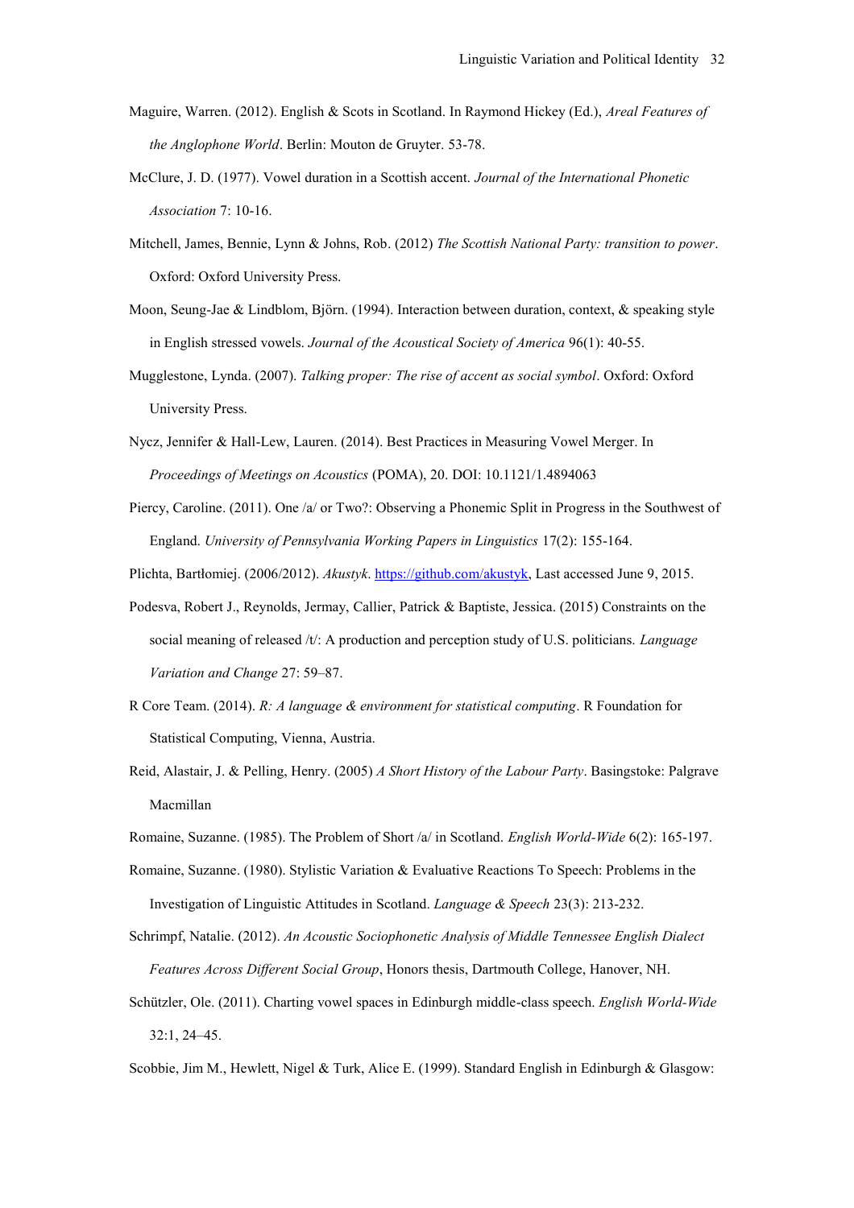Maguire, Warren. (2012). English & Scots in Scotland. In Raymond Hickey (Ed.), *Areal Features of the Anglophone World*. Berlin: Mouton de Gruyter. 53-78.

McClure, J. D. (1977). Vowel duration in a Scottish accent. *Journal of the International Phonetic Association* 7: 10-16.

Mitchell, James, Bennie, Lynn & Johns, Rob. (2012) *The Scottish National Party: transition to power*. Oxford: Oxford University Press.

Moon, Seung-Jae & Lindblom, Björn. (1994). Interaction between duration, context, & speaking style in English stressed vowels. *Journal of the Acoustical Society of America* 96(1): 40-55.

Mugglestone, Lynda. (2007). *Talking proper: The rise of accent as social symbol*. Oxford: Oxford University Press.

Nycz, Jennifer & Hall-Lew, Lauren. (2014). Best Practices in Measuring Vowel Merger. In *Proceedings of Meetings on Acoustics* (POMA), 20. DOI: 10.1121/1.4894063

Piercy, Caroline. (2011). One /a/ or Two?: Observing a Phonemic Split in Progress in the Southwest of England. *University of Pennsylvania Working Papers in Linguistics* 17(2): 155-164.

Plichta, Bartłomiej. (2006/2012). *Akustyk*. https://github.com/akustyk, Last accessed June 9, 2015.

Podesva, Robert J., Reynolds, Jermay, Callier, Patrick & Baptiste, Jessica. (2015) Constraints on the social meaning of released /t/: A production and perception study of U.S. politicians. *Language Variation and Change* 27: 59–87.

R Core Team. (2014). *R: A language & environment for statistical computing*. R Foundation for Statistical Computing, Vienna, Austria.

Reid, Alastair, J. & Pelling, Henry. (2005) *A Short History of the Labour Party*. Basingstoke: Palgrave Macmillan

Romaine, Suzanne. (1985). The Problem of Short /a/ in Scotland. *English World-Wide* 6(2): 165-197.

Romaine, Suzanne. (1980). Stylistic Variation & Evaluative Reactions To Speech: Problems in the Investigation of Linguistic Attitudes in Scotland. *Language & Speech* 23(3): 213-232.

Schrimpf, Natalie. (2012). *An Acoustic Sociophonetic Analysis of Middle Tennessee English Dialect Features Across Different Social Group*, Honors thesis, Dartmouth College, Hanover, NH.

Schützler, Ole. (2011). Charting vowel spaces in Edinburgh middle-class speech. *English World-Wide* 32:1, 24–45.

Scobbie, Jim M., Hewlett, Nigel & Turk, Alice E. (1999). Standard English in Edinburgh & Glasgow: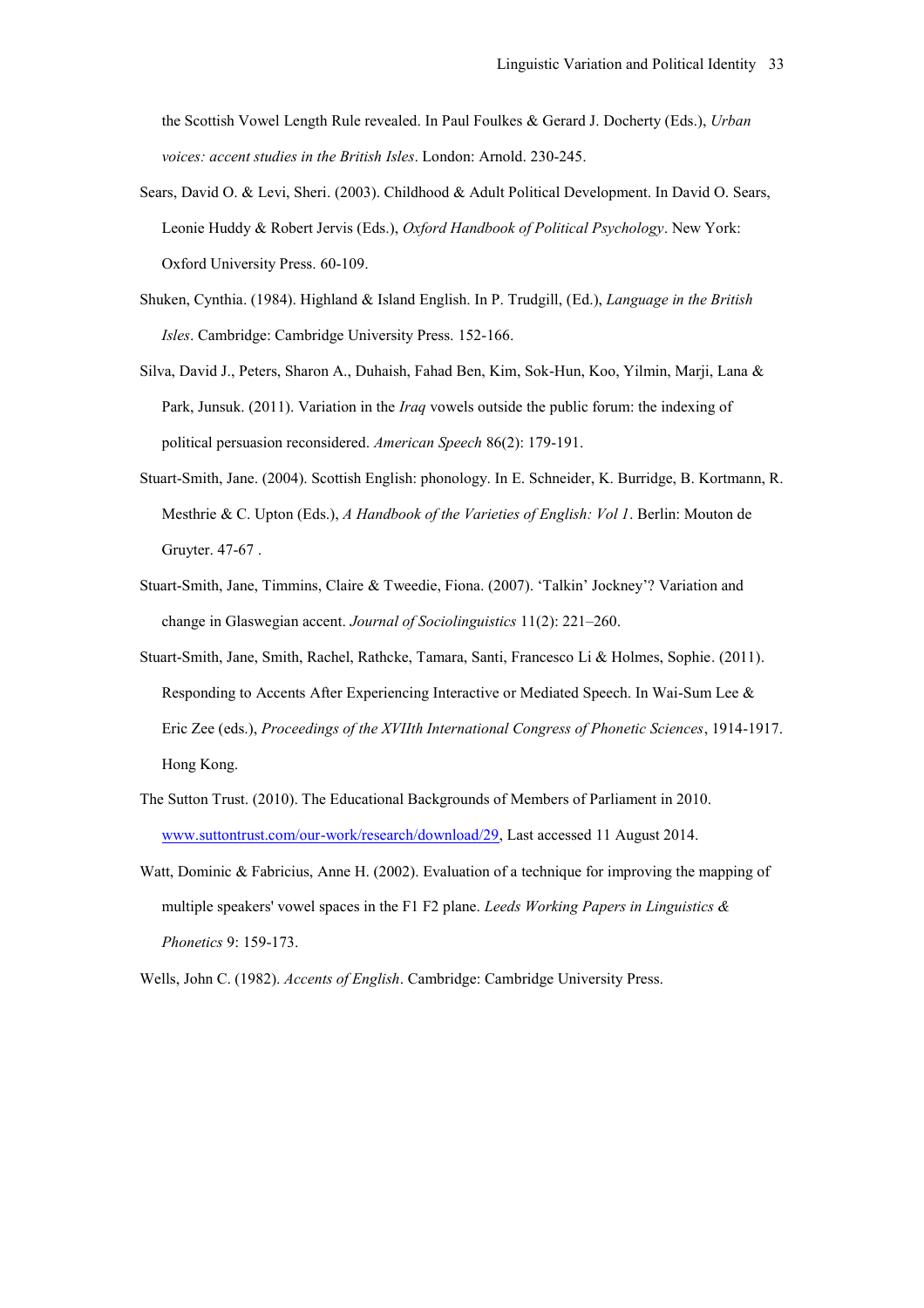the Scottish Vowel Length Rule revealed. In Paul Foulkes & Gerard J. Docherty (Eds.), *Urban voices: accent studies in the British Isles*. London: Arnold. 230-245.

Sears, David O. & Levi, Sheri. (2003). Childhood & Adult Political Development. In David O. Sears, Leonie Huddy & Robert Jervis (Eds.), *Oxford Handbook of Political Psychology*. New York: Oxford University Press. 60-109.

Shuken, Cynthia. (1984). Highland & Island English. In P. Trudgill, (Ed.), *Language in the British Isles*. Cambridge: Cambridge University Press. 152-166.

Silva, David J., Peters, Sharon A., Duhaish, Fahad Ben, Kim, Sok-Hun, Koo, Yilmin, Marji, Lana & Park, Junsuk. (2011). Variation in the *Iraq* vowels outside the public forum: the indexing of political persuasion reconsidered. *American Speech* 86(2): 179-191.

Stuart-Smith, Jane. (2004). Scottish English: phonology. In E. Schneider, K. Burridge, B. Kortmann, R. Mesthrie & C. Upton (Eds.), *A Handbook of the Varieties of English: Vol 1*. Berlin: Mouton de Gruyter. 47-67 .

Stuart-Smith, Jane, Timmins, Claire & Tweedie, Fiona. (2007). 'Talkin' Jockney'? Variation and change in Glaswegian accent. *Journal of Sociolinguistics* 11(2): 221–260.

Stuart-Smith, Jane, Smith, Rachel, Rathcke, Tamara, Santi, Francesco Li & Holmes, Sophie. (2011). Responding to Accents After Experiencing Interactive or Mediated Speech. In Wai-Sum Lee & Eric Zee (eds.), *Proceedings of the XVIIth International Congress of Phonetic Sciences*, 1914-1917. Hong Kong.

The Sutton Trust. (2010). The Educational Backgrounds of Members of Parliament in 2010. www.suttontrust.com/our-work/research/download/29, Last accessed 11 August 2014.

Watt, Dominic & Fabricius, Anne H. (2002). Evaluation of a technique for improving the mapping of multiple speakers' vowel spaces in the F1 F2 plane. *Leeds Working Papers in Linguistics & Phonetics* 9: 159-173.

Wells, John C. (1982). *Accents of English*. Cambridge: Cambridge University Press.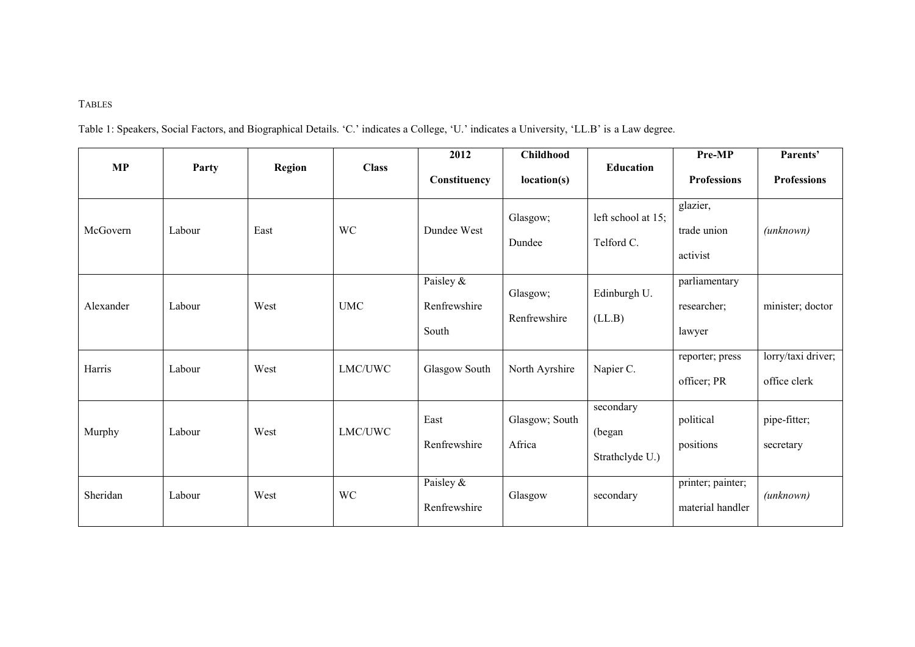Tables

Table 1: Speakers, Social Factors, and Biographical Details. 'C.' indicates a College, 'U.' indicates a University, 'LL.B' is a Law degree.

| MP | Party | Region | Class | 2012 Constituency | Childhood location(s) | Education | Pre-MP Professions | Parents' Professions |
|---|---|---|---|---|---|---|---|---|
| McGovern | Labour | East | WC | Dundee West | Glasgow; Dundee | left school at 15; Telford C. | glazier, trade union activist | *(unknown)* |
| Alexander | Labour | West | UMC | Paisley & Renfrewshire South | Glasgow; Renfrewshire | Edinburgh U. (LL.B) | parliamentary researcher; lawyer | minister; doctor |
| Harris | Labour | West | LMC/UWC | Glasgow South | North Ayrshire | Napier C. | reporter; press officer; PR | lorry/taxi driver; office clerk |
| Murphy | Labour | West | LMC/UWC | East Renfrewshire | Glasgow; South Africa | secondary (began Strathclyde U.) | political positions | pipe-fitter; secretary |
| Sheridan | Labour | West | WC | Paisley & Renfrewshire | Glasgow | secondary | printer; painter; material handler | *(unknown)* |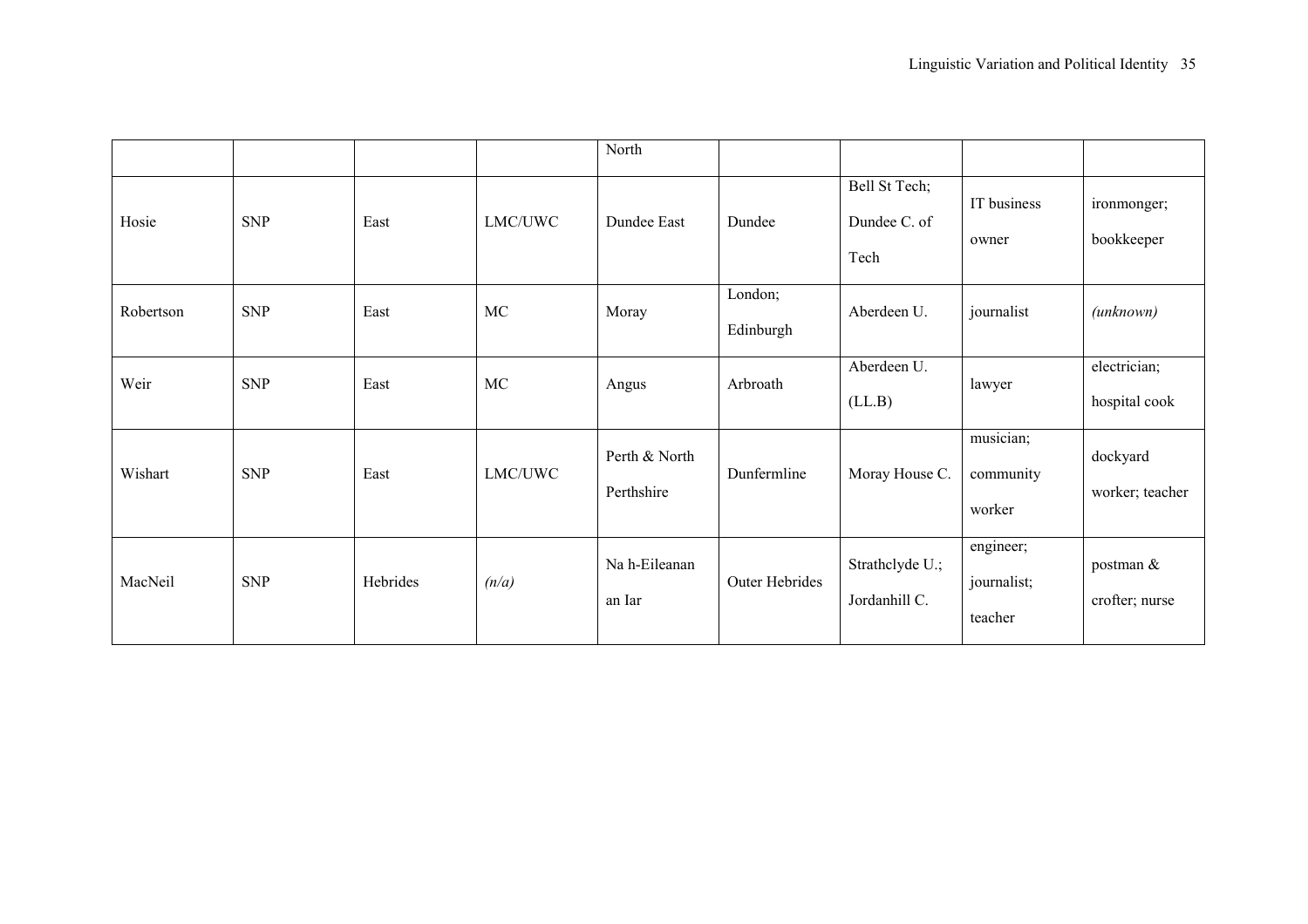| | | | | North | | | | |
|---|---|---|---|---|---|---|---|---|
| Hosie | SNP | East | LMC/UWC | Dundee East | Dundee | Bell St Tech; Dundee C. of Tech | IT business owner | ironmonger; bookkeeper |
| Robertson | SNP | East | MC | Moray | London; Edinburgh | Aberdeen U. | journalist | *(unknown)* |
| Weir | SNP | East | MC | Angus | Arbroath | Aberdeen U. (LL.B) | lawyer | electrician; hospital cook |
| Wishart | SNP | East | LMC/UWC | Perth & North Perthshire | Dunfermline | Moray House C. | musician; community worker | dockyard worker; teacher |
| MacNeil | SNP | Hebrides | *(n/a)* | Na h-Eileanan an Iar | Outer Hebrides | Strathclyde U.; Jordanhill C. | engineer; journalist; teacher | postman & crofter; nurse |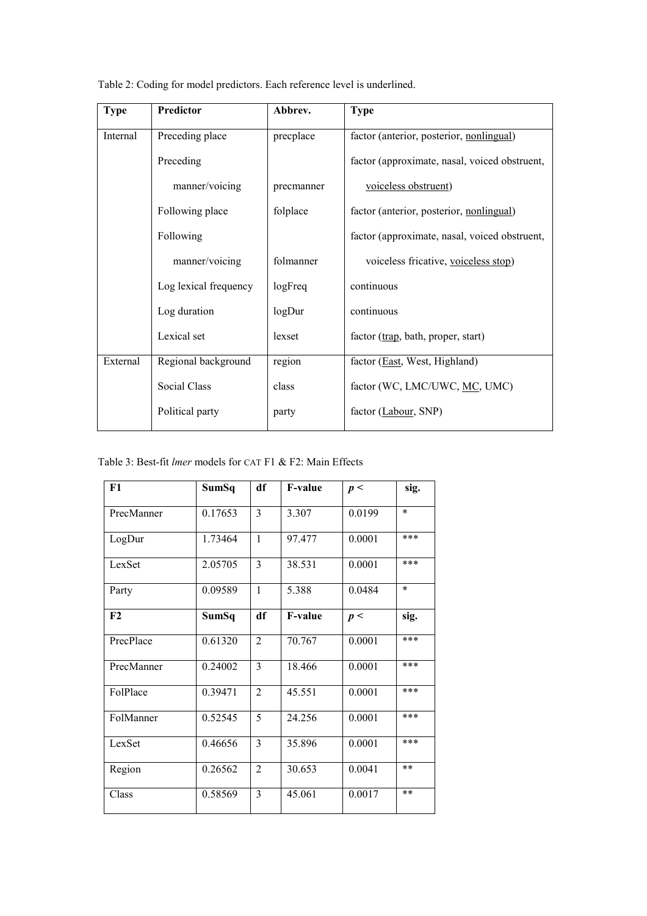Table 2: Coding for model predictors. Each reference level is underlined.

| Type | Predictor | Abbrev. | Type |
|---|---|---|---|
| Internal | Preceding place | precplace | factor (anterior, posterior, <u>nonlingual</u>) |
| | Preceding manner/voicing | precmanner | factor (approximate, nasal, voiced obstruent, <u>voiceless obstruent</u>) |
| | Following place | folplace | factor (anterior, posterior, <u>nonlingual</u>) |
| | Following manner/voicing | folmanner | factor (approximate, nasal, voiced obstruent, voiceless fricative, <u>voiceless stop</u>) |
| | Log lexical frequency | logFreq | continuous |
| | Log duration | logDur | continuous |
| | Lexical set | lexset | factor (<u>trap</u>, bath, proper, start) |
| External | Regional background | region | factor (<u>East</u>, West, Highland) |
| | Social Class | class | factor (WC, LMC/UWC, <u>MC</u>, UMC) |
| | Political party | party | factor (<u>Labour</u>, SNP) |

Table 3: Best-fit *lmer* models for CAT F1 & F2: Main Effects

| **F1** | **SumSq** | **df** | **F-value** | ***p <*** | **sig.** |
|---|---|---|---|---|---|
| PrecManner | 0.17653 | 3 | 3.307 | 0.0199 | * |
| LogDur | 1.73464 | 1 | 97.477 | 0.0001 | *** |
| LexSet | 2.05705 | 3 | 38.531 | 0.0001 | *** |
| Party | 0.09589 | 1 | 5.388 | 0.0484 | * |
| **F2** | **SumSq** | **df** | **F-value** | ***p <*** | **sig.** |
| PrecPlace | 0.61320 | 2 | 70.767 | 0.0001 | *** |
| PrecManner | 0.24002 | 3 | 18.466 | 0.0001 | *** |
| FolPlace | 0.39471 | 2 | 45.551 | 0.0001 | *** |
| FolManner | 0.52545 | 5 | 24.256 | 0.0001 | *** |
| LexSet | 0.46656 | 3 | 35.896 | 0.0001 | *** |
| Region | 0.26562 | 2 | 30.653 | 0.0041 | ** |
| Class | 0.58569 | 3 | 45.061 | 0.0017 | ** |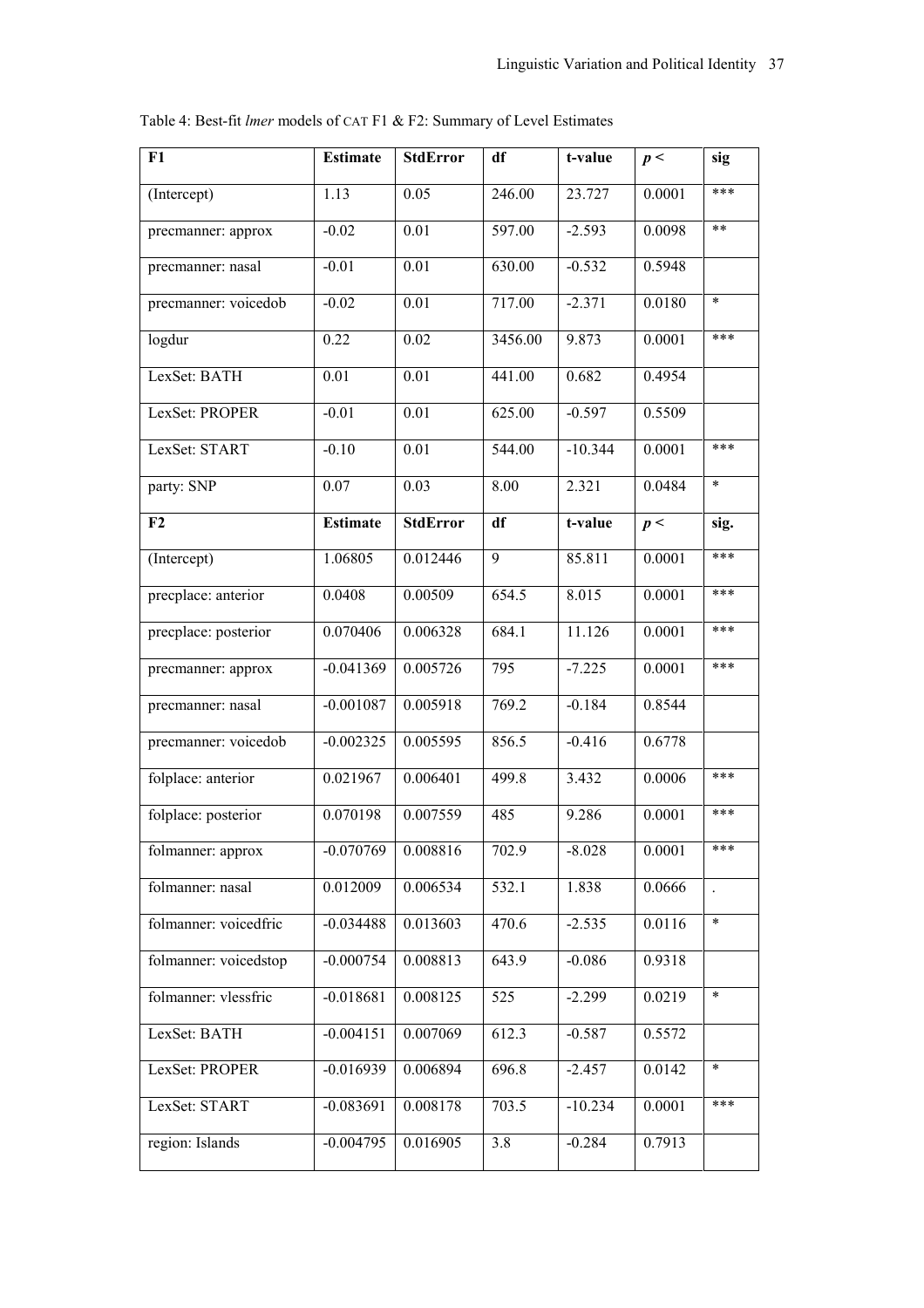Table 4: Best-fit *lmer* models of CAT F1 & F2: Summary of Level Estimates

| F1 | Estimate | StdError | df | t-value | *p* < | sig |
|---|---|---|---|---|---|---|
| (Intercept) | 1.13 | 0.05 | 246.00 | 23.727 | 0.0001 | *** |
| precmanner: approx | -0.02 | 0.01 | 597.00 | -2.593 | 0.0098 | ** |
| precmanner: nasal | -0.01 | 0.01 | 630.00 | -0.532 | 0.5948 | |
| precmanner: voicedob | -0.02 | 0.01 | 717.00 | -2.371 | 0.0180 | * |
| logdur | 0.22 | 0.02 | 3456.00 | 9.873 | 0.0001 | *** |
| LexSet: BATH | 0.01 | 0.01 | 441.00 | 0.682 | 0.4954 | |
| LexSet: PROPER | -0.01 | 0.01 | 625.00 | -0.597 | 0.5509 | |
| LexSet: START | -0.10 | 0.01 | 544.00 | -10.344 | 0.0001 | *** |
| party: SNP | 0.07 | 0.03 | 8.00 | 2.321 | 0.0484 | * |
| **F2** | **Estimate** | **StdError** | **df** | **t-value** | ***p* <** | **sig.** |
| (Intercept) | 1.06805 | 0.012446 | 9 | 85.811 | 0.0001 | *** |
| precplace: anterior | 0.0408 | 0.00509 | 654.5 | 8.015 | 0.0001 | *** |
| precplace: posterior | 0.070406 | 0.006328 | 684.1 | 11.126 | 0.0001 | *** |
| precmanner: approx | -0.041369 | 0.005726 | 795 | -7.225 | 0.0001 | *** |
| precmanner: nasal | -0.001087 | 0.005918 | 769.2 | -0.184 | 0.8544 | |
| precmanner: voicedob | -0.002325 | 0.005595 | 856.5 | -0.416 | 0.6778 | |
| folplace: anterior | 0.021967 | 0.006401 | 499.8 | 3.432 | 0.0006 | *** |
| folplace: posterior | 0.070198 | 0.007559 | 485 | 9.286 | 0.0001 | *** |
| folmanner: approx | -0.070769 | 0.008816 | 702.9 | -8.028 | 0.0001 | *** |
| folmanner: nasal | 0.012009 | 0.006534 | 532.1 | 1.838 | 0.0666 | . |
| folmanner: voicedfric | -0.034488 | 0.013603 | 470.6 | -2.535 | 0.0116 | * |
| folmanner: voicedstop | -0.000754 | 0.008813 | 643.9 | -0.086 | 0.9318 | |
| folmanner: vlessfric | -0.018681 | 0.008125 | 525 | -2.299 | 0.0219 | * |
| LexSet: BATH | -0.004151 | 0.007069 | 612.3 | -0.587 | 0.5572 | |
| LexSet: PROPER | -0.016939 | 0.006894 | 696.8 | -2.457 | 0.0142 | * |
| LexSet: START | -0.083691 | 0.008178 | 703.5 | -10.234 | 0.0001 | *** |
| region: Islands | -0.004795 | 0.016905 | 3.8 | -0.284 | 0.7913 | |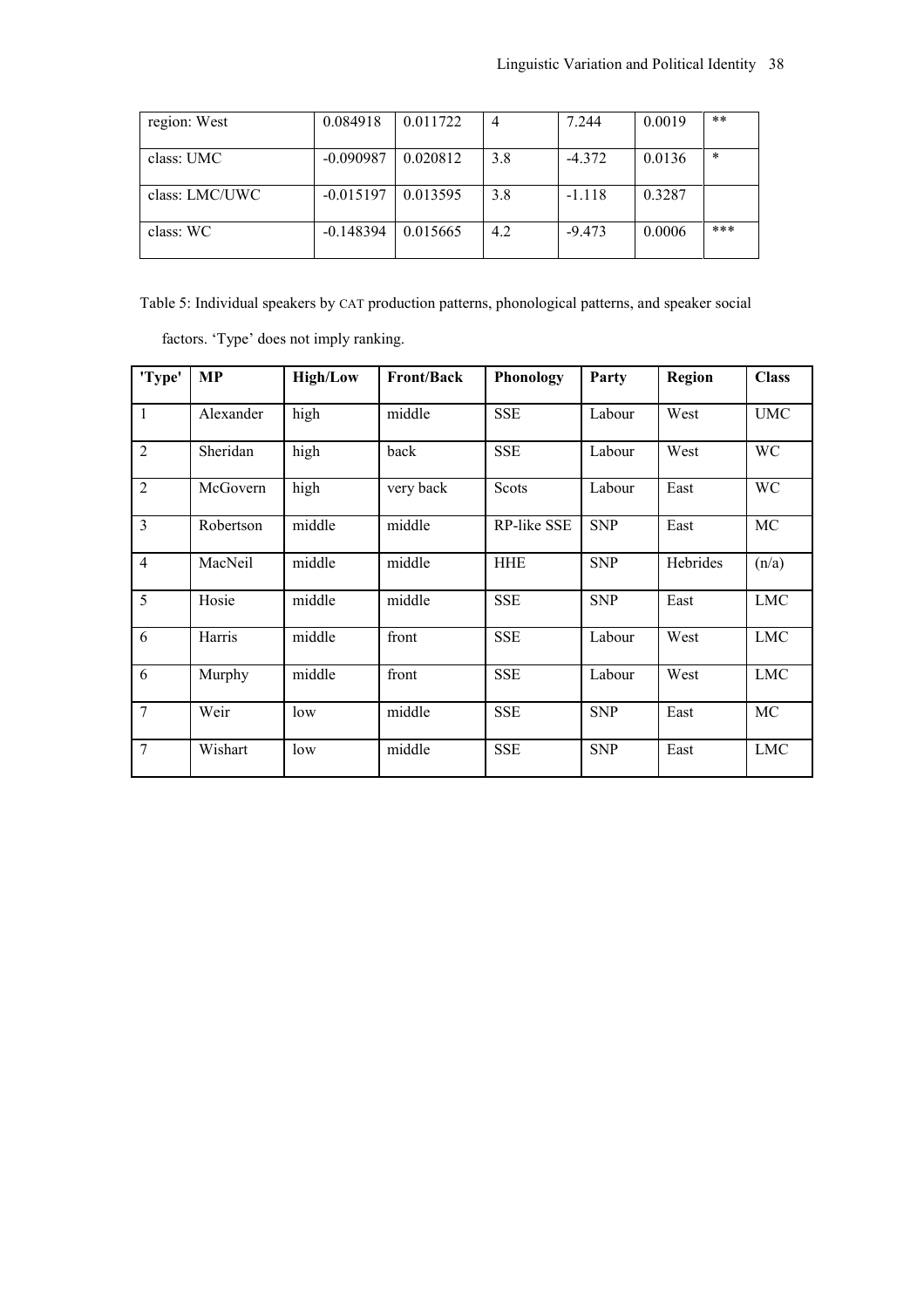| | | | | | | |
|---|---|---|---|---|---|---|
| region: West | 0.084918 | 0.011722 | 4 | 7.244 | 0.0019 | ** |
| class: UMC | -0.090987 | 0.020812 | 3.8 | -4.372 | 0.0136 | * |
| class: LMC/UWC | -0.015197 | 0.013595 | 3.8 | -1.118 | 0.3287 | |
| class: WC | -0.148394 | 0.015665 | 4.2 | -9.473 | 0.0006 | *** |

Table 5: Individual speakers by CAT production patterns, phonological patterns, and speaker social factors. 'Type' does not imply ranking.

| 'Type' | MP | High/Low | Front/Back | Phonology | Party | Region | Class |
|---|---|---|---|---|---|---|---|
| 1 | Alexander | high | middle | SSE | Labour | West | UMC |
| 2 | Sheridan | high | back | SSE | Labour | West | WC |
| 2 | McGovern | high | very back | Scots | Labour | East | WC |
| 3 | Robertson | middle | middle | RP-like SSE | SNP | East | MC |
| 4 | MacNeil | middle | middle | HHE | SNP | Hebrides | (n/a) |
| 5 | Hosie | middle | middle | SSE | SNP | East | LMC |
| 6 | Harris | middle | front | SSE | Labour | West | LMC |
| 6 | Murphy | middle | front | SSE | Labour | West | LMC |
| 7 | Weir | low | middle | SSE | SNP | East | MC |
| 7 | Wishart | low | middle | SSE | SNP | East | LMC |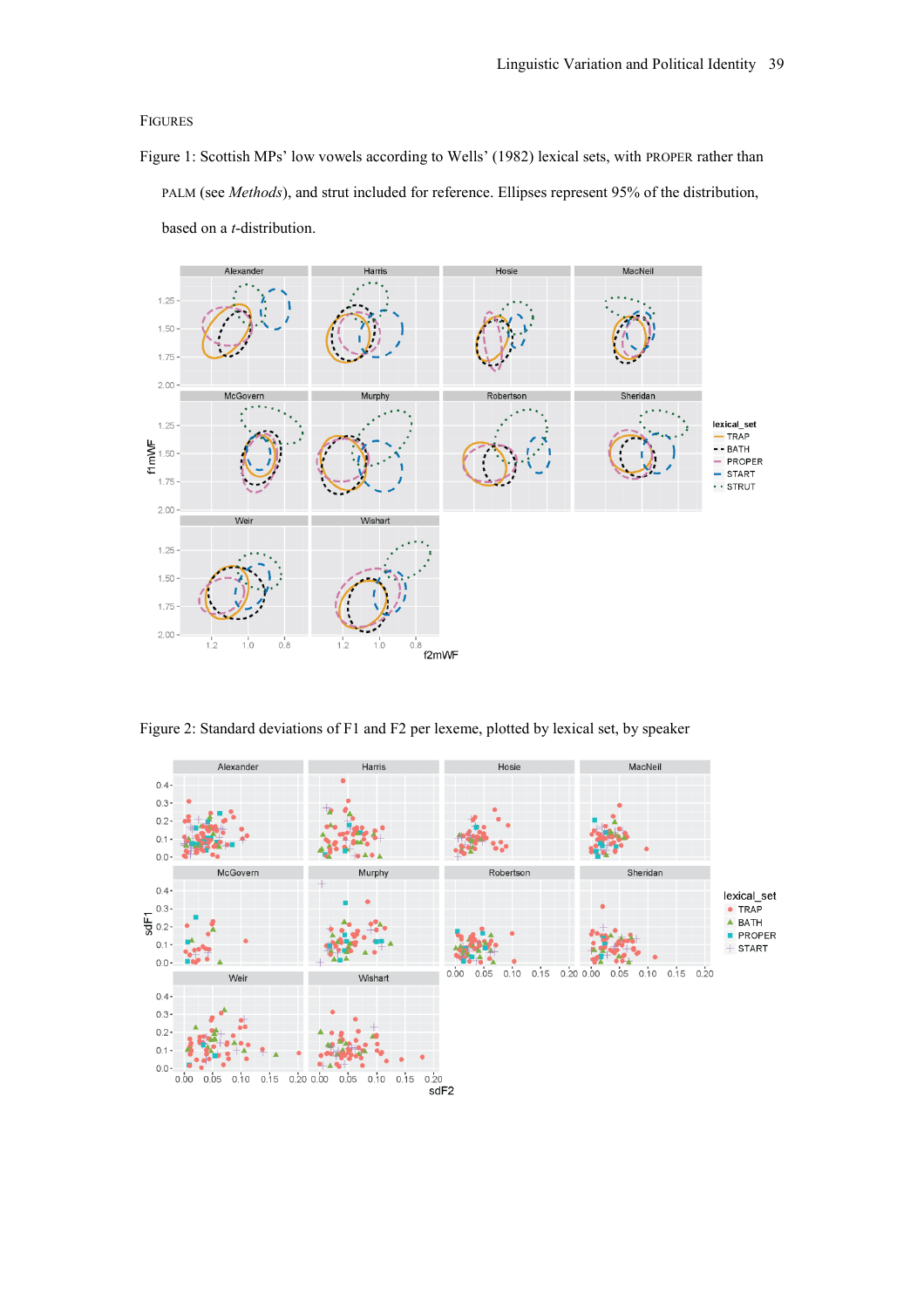FIGURES

Figure 1: Scottish MPs' low vowels according to Wells' (1982) lexical sets, with PROPER rather than PALM (see *Methods*), and strut included for reference. Ellipses represent 95% of the distribution, based on a *t*-distribution.

Figure 2: Standard deviations of F1 and F2 per lexeme, plotted by lexical set, by speaker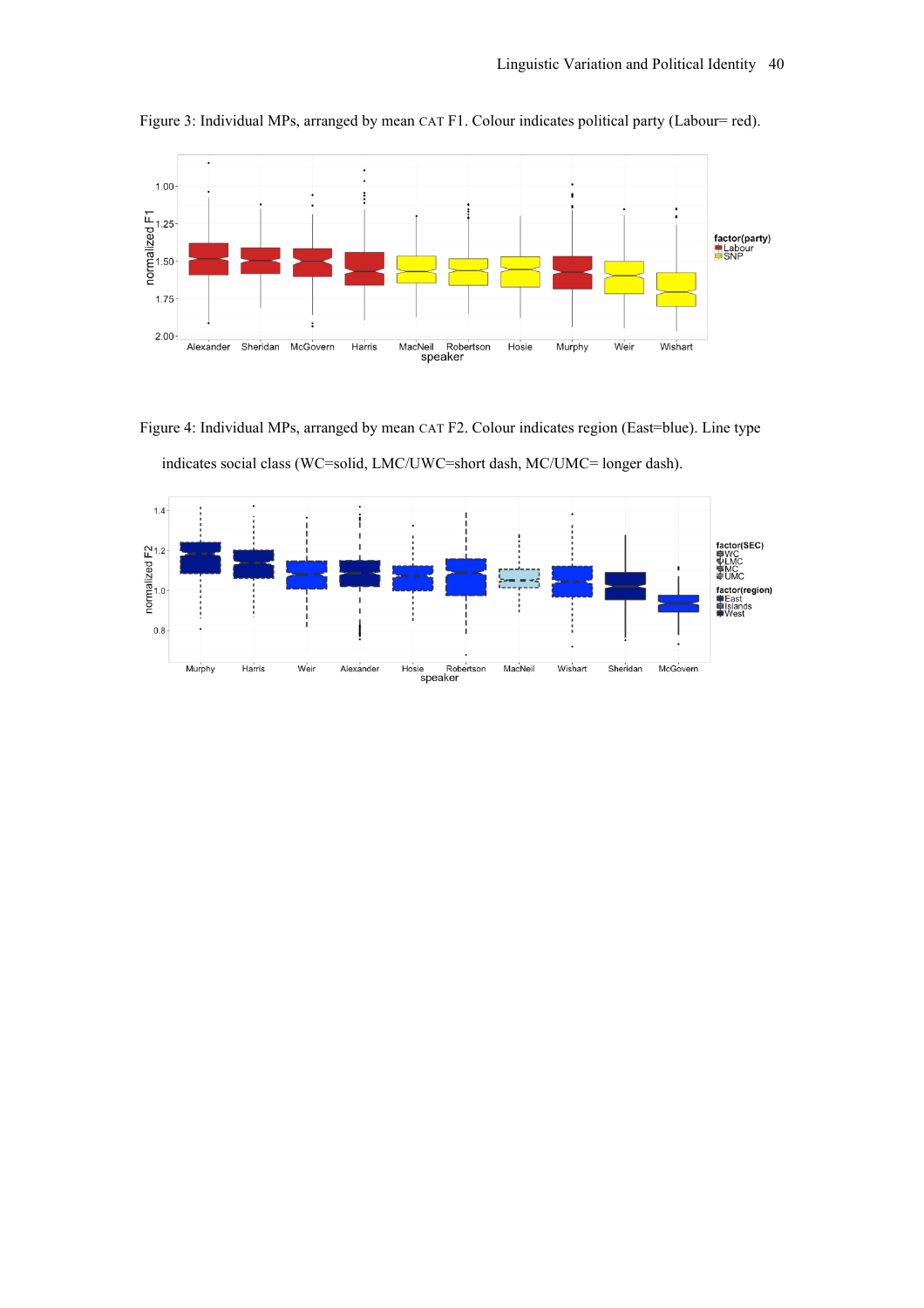Figure 3: Individual MPs, arranged by mean CAT F1. Colour indicates political party (Labour= red).

normalized F1

1.00
1.25
1.50
1.75
2.00

Alexander
Sheridan
McGovern
Harris
MacNeil
Robertson
Hosie
Murphy
Weir
Wishart

speaker

factor(party)
Labour
SNP

Figure 4: Individual MPs, arranged by mean CAT F2. Colour indicates region (East=blue). Line type indicates social class (WC=solid, LMC/UWC=short dash, MC/UMC= longer dash).

normalized F2

1.4
1.2
1.0
0.8

Murphy
Harris
Weir
Alexander
Hosie
Robertson
MacNeil
Wishart
Sheridan
McGovern

speaker

factor(SEC)
WC
LMC
MC
UMC

factor(region)
East
Islands
West